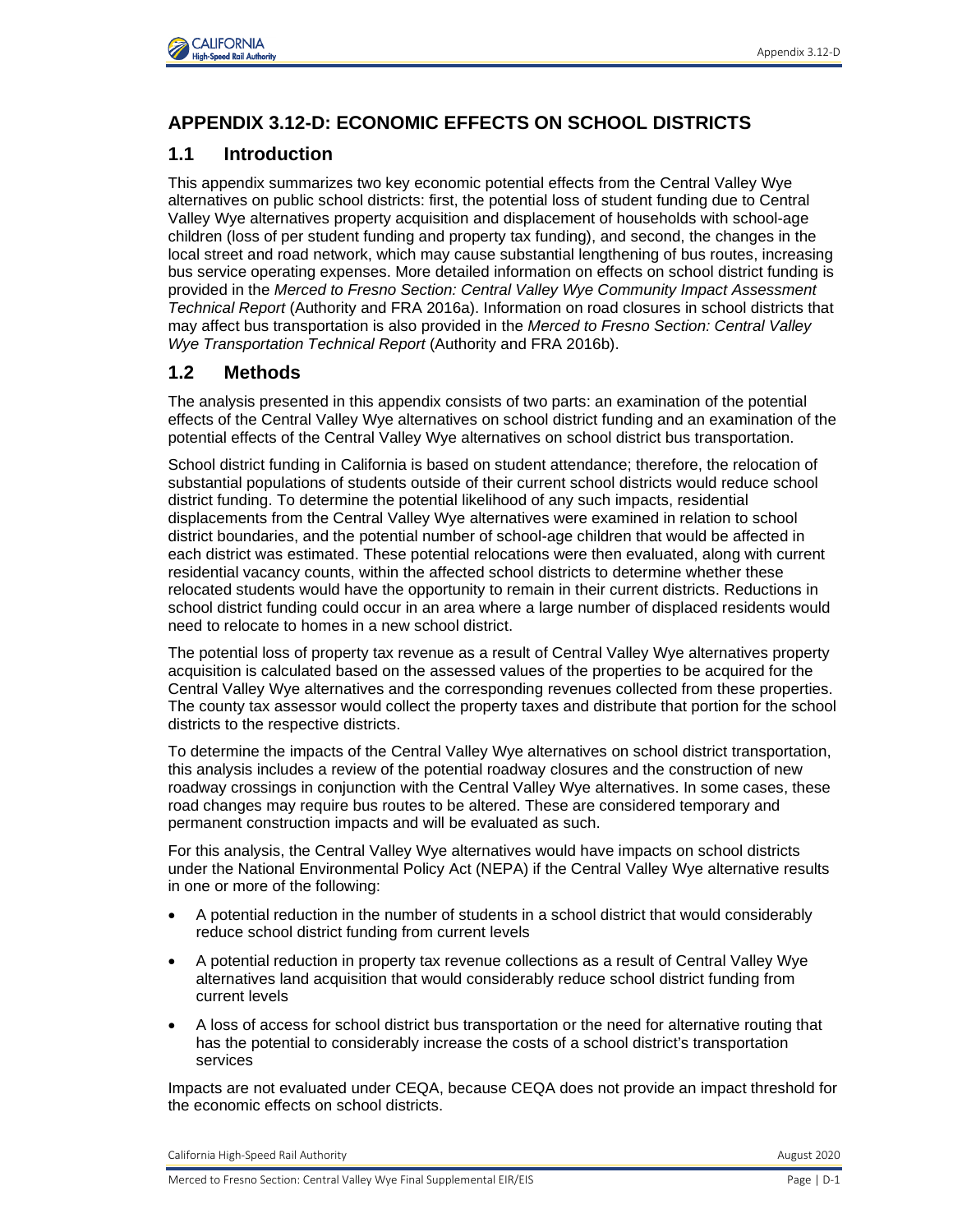# APPENDIX 3.12-D: ECONOMIC EFFECTS ON SCHOOL DISTRICTS

## 1.1 Introduction

This appendix summarizes two key economic potential effects from the Central Valley Wye alternatives on public school districts: first, the potential loss of student funding due to Central Valley Wye alternatives property acquisition and displacement of households with school-age children (loss of per student funding and property tax funding), and second, the changes in the local street and road network, which may cause substantial lengthening of bus routes, increasing bus service operating expenses. More detailed information on effects on school district funding is provided in the *Merced to Fresno Section: Central Valley Wye Community Impact Assessment Technical Report* (Authority and FRA 2016a). Information on road closures in school districts that may affect bus transportation is also provided in the *Merced to Fresno Section: Central Valley Wye Transportation Technical Report* (Authority and FRA 2016b).

## 1.2 Methods

The analysis presented in this appendix consists of two parts: an examination of the potential effects of the Central Valley Wye alternatives on school district funding and an examination of the potential effects of the Central Valley Wye alternatives on school district bus transportation.

School district funding in California is based on student attendance; therefore, the relocation of substantial populations of students outside of their current school districts would reduce school district funding. To determine the potential likelihood of any such impacts, residential displacements from the Central Valley Wye alternatives were examined in relation to school district boundaries, and the potential number of school-age children that would be affected in each district was estimated. These potential relocations were then evaluated, along with current residential vacancy counts, within the affected school districts to determine whether these relocated students would have the opportunity to remain in their current districts. Reductions in school district funding could occur in an area where a large number of displaced residents would need to relocate to homes in a new school district.

The potential loss of property tax revenue as a result of Central Valley Wye alternatives property acquisition is calculated based on the assessed values of the properties to be acquired for the Central Valley Wye alternatives and the corresponding revenues collected from these properties. The county tax assessor would collect the property taxes and distribute that portion for the school districts to the respective districts.

To determine the impacts of the Central Valley Wye alternatives on school district transportation, this analysis includes a review of the potential roadway closures and the construction of new roadway crossings in conjunction with the Central Valley Wye alternatives. In some cases, these road changes may require bus routes to be altered. These are considered temporary and permanent construction impacts and will be evaluated as such.

For this analysis, the Central Valley Wye alternatives would have impacts on school districts under the National Environmental Policy Act (NEPA) if the Central Valley Wye alternative results in one or more of the following:

- A potential reduction in the number of students in a school district that would considerably reduce school district funding from current levels
- A potential reduction in property tax revenue collections as a result of Central Valley Wye alternatives land acquisition that would considerably reduce school district funding from current levels
- A loss of access for school district bus transportation or the need for alternative routing that has the potential to considerably increase the costs of a school district's transportation services

Impacts are not evaluated under CEQA, because CEQA does not provide an impact threshold for the economic effects on school districts.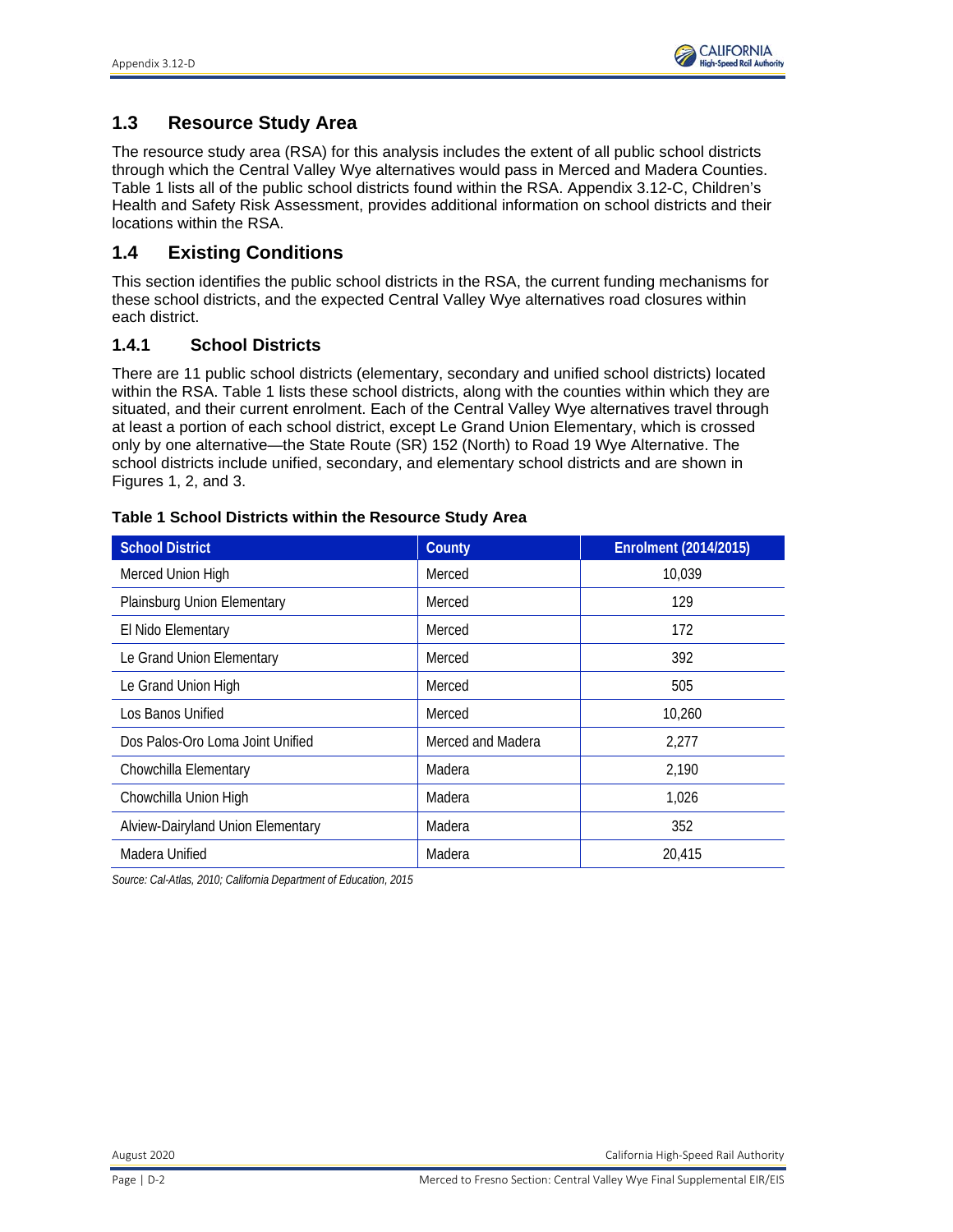## 1.3 Resource Study Area

The resource study area (RSA) for this analysis includes the extent of all public school districts through which the Central Valley Wye alternatives would pass in Merced and Madera Counties. Table 1 lists all of the public school districts found within the RSA. Appendix 3.12-C, Children's Health and Safety Risk Assessment, provides additional information on school districts and their locations within the RSA.

## 1.4 Existing Conditions

This section identifies the public school districts in the RSA, the current funding mechanisms for these school districts, and the expected Central Valley Wye alternatives road closures within each district.

### 1.4.1 School Districts

There are 11 public school districts (elementary, secondary and unified school districts) located within the RSA. Table 1 lists these school districts, along with the counties within which they are situated, and their current enrolment. Each of the Central Valley Wye alternatives travel through at least a portion of each school district, except Le Grand Union Elementary, which is crossed only by one alternative—the State Route (SR) 152 (North) to Road 19 Wye Alternative. The school districts include unified, secondary, and elementary school districts and are shown in Figures 1, 2, and 3.

**Table 1 School Districts within the Resource Study Area**

| School District | County | Enrolment (2014/2015) |
|---|---|---|
| Merced Union High | Merced | 10,039 |
| Plainsburg Union Elementary | Merced | 129 |
| El Nido Elementary | Merced | 172 |
| Le Grand Union Elementary | Merced | 392 |
| Le Grand Union High | Merced | 505 |
| Los Banos Unified | Merced | 10,260 |
| Dos Palos-Oro Loma Joint Unified | Merced and Madera | 2,277 |
| Chowchilla Elementary | Madera | 2,190 |
| Chowchilla Union High | Madera | 1,026 |
| Alview-Dairyland Union Elementary | Madera | 352 |
| Madera Unified | Madera | 20,415 |

*Source: Cal-Atlas, 2010; California Department of Education, 2015*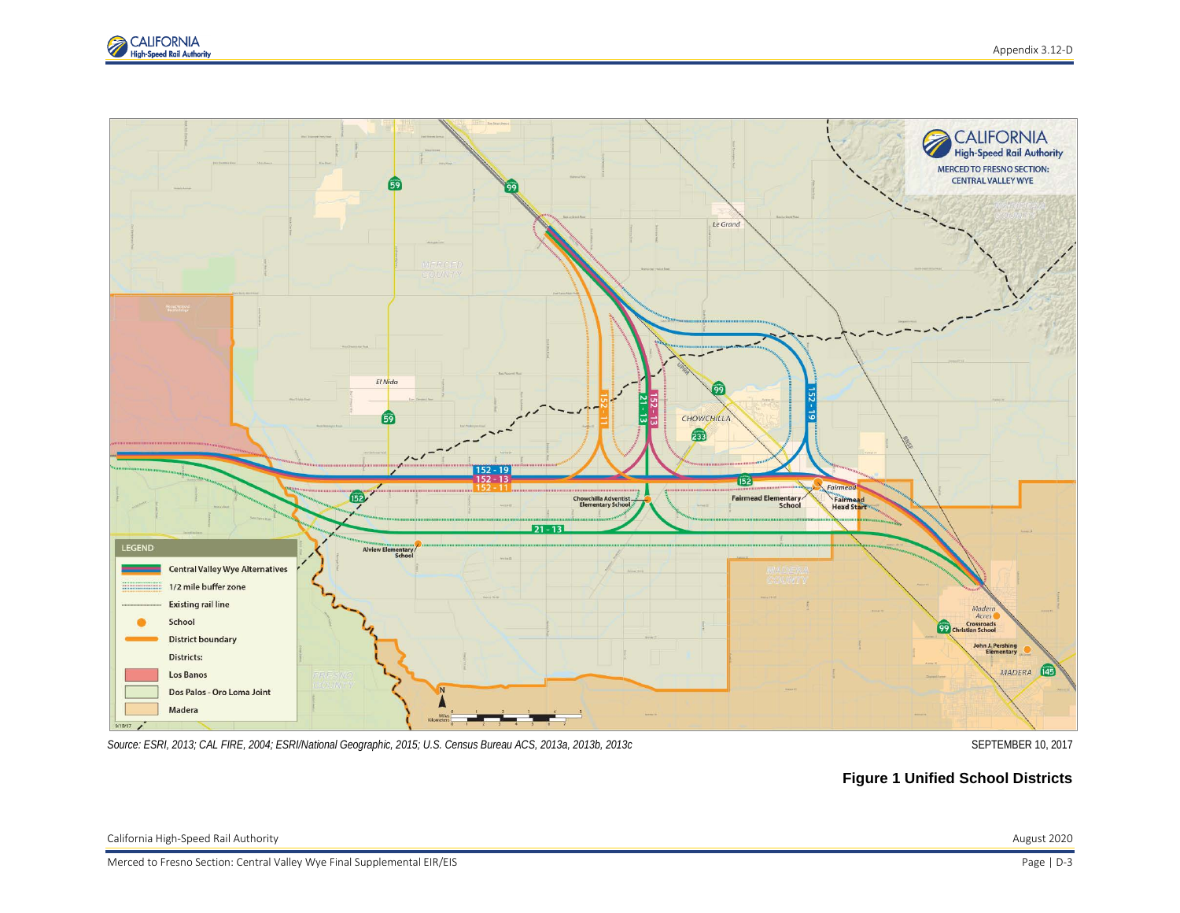Source: ESRI, 2013; CAL FIRE, 2004; ESRI/National Geographic, 2015; U.S. Census Bureau ACS, 2013a, 2013b, 2013c

SEPTEMBER 10, 2017

**Figure 1 Unified School Districts**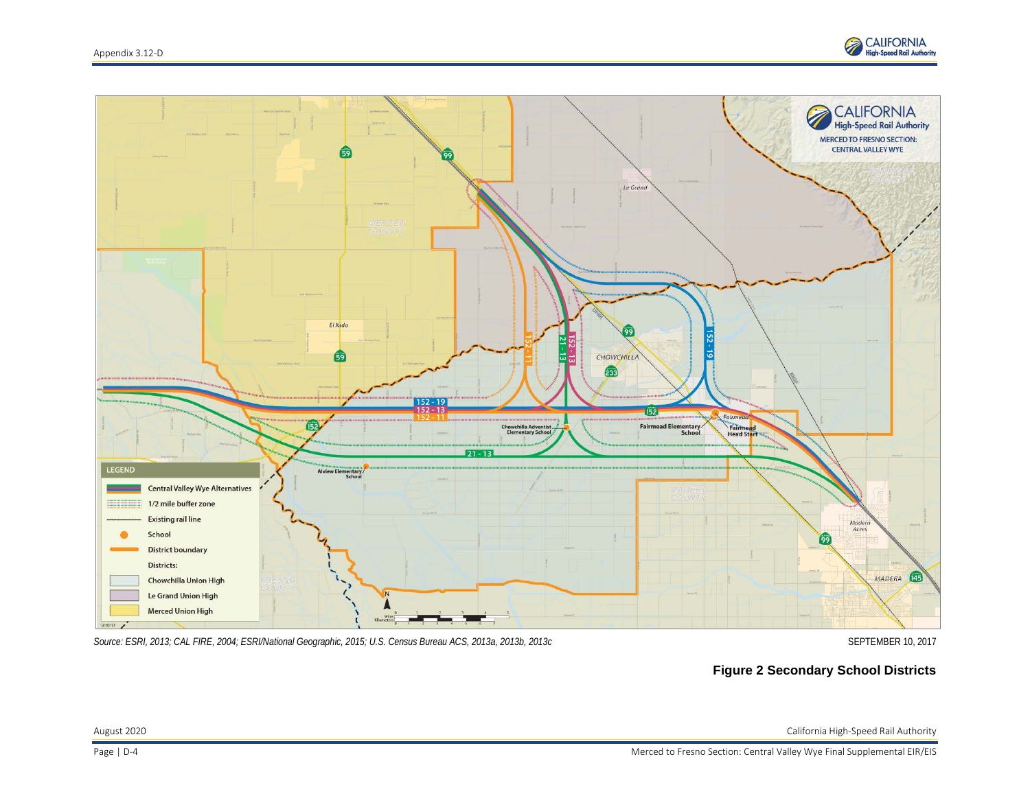CALIFORNIA High-Speed Rail Authority

MERCED TO FRESNO SECTION: CENTRAL VALLEY WYE

LEGEND

- Central Valley Wye Alternatives
- 1/2 mile buffer zone
- Existing rail line
- School
- District boundary
- Districts:
  - Chowchilla Union High
  - Le Grand Union High
  - Merced Union High

Source: ESRI, 2013; CAL FIRE, 2004; ESRI/National Geographic, 2015; U.S. Census Bureau ACS, 2013a, 2013b, 2013c

SEPTEMBER 10, 2017

**Figure 2 Secondary School Districts**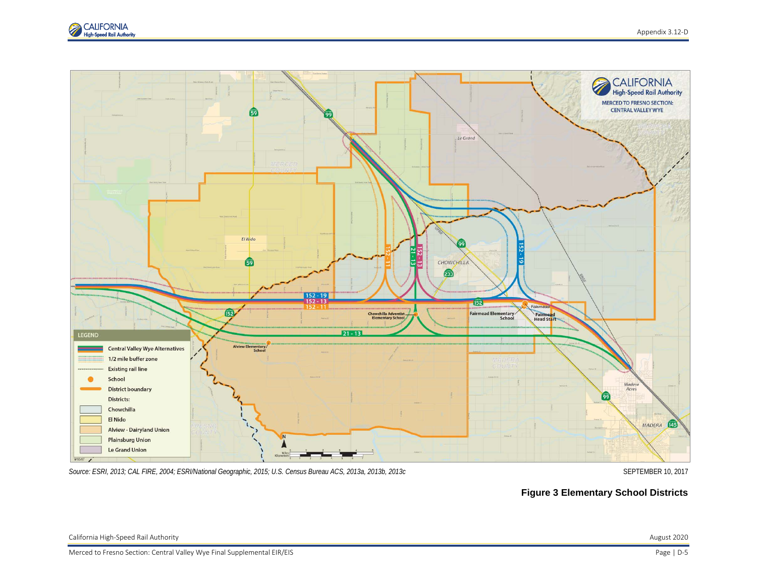Source: ESRI, 2013; CAL FIRE, 2004; ESRI/National Geographic, 2015; U.S. Census Bureau ACS, 2013a, 2013b, 2013c

SEPTEMBER 10, 2017

**Figure 3 Elementary School Districts**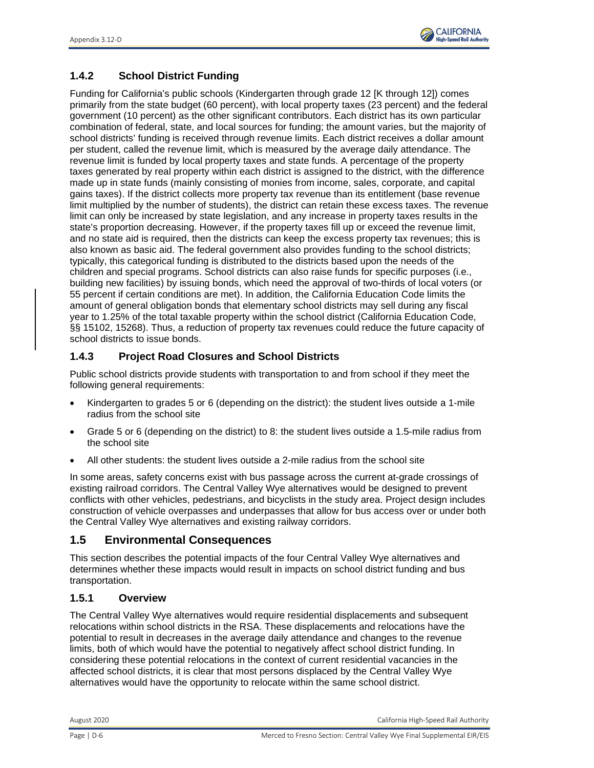### 1.4.2 School District Funding

Funding for California's public schools (Kindergarten through grade 12 [K through 12]) comes primarily from the state budget (60 percent), with local property taxes (23 percent) and the federal government (10 percent) as the other significant contributors. Each district has its own particular combination of federal, state, and local sources for funding; the amount varies, but the majority of school districts' funding is received through revenue limits. Each district receives a dollar amount per student, called the revenue limit, which is measured by the average daily attendance. The revenue limit is funded by local property taxes and state funds. A percentage of the property taxes generated by real property within each district is assigned to the district, with the difference made up in state funds (mainly consisting of monies from income, sales, corporate, and capital gains taxes). If the district collects more property tax revenue than its entitlement (base revenue limit multiplied by the number of students), the district can retain these excess taxes. The revenue limit can only be increased by state legislation, and any increase in property taxes results in the state's proportion decreasing. However, if the property taxes fill up or exceed the revenue limit, and no state aid is required, then the districts can keep the excess property tax revenues; this is also known as basic aid. The federal government also provides funding to the school districts; typically, this categorical funding is distributed to the districts based upon the needs of the children and special programs. School districts can also raise funds for specific purposes (i.e., building new facilities) by issuing bonds, which need the approval of two-thirds of local voters (or 55 percent if certain conditions are met). In addition, the California Education Code limits the amount of general obligation bonds that elementary school districts may sell during any fiscal year to 1.25% of the total taxable property within the school district (California Education Code, §§ 15102, 15268). Thus, a reduction of property tax revenues could reduce the future capacity of school districts to issue bonds.

### 1.4.3 Project Road Closures and School Districts

Public school districts provide students with transportation to and from school if they meet the following general requirements:

- Kindergarten to grades 5 or 6 (depending on the district): the student lives outside a 1-mile radius from the school site
- Grade 5 or 6 (depending on the district) to 8: the student lives outside a 1.5-mile radius from the school site
- All other students: the student lives outside a 2-mile radius from the school site

In some areas, safety concerns exist with bus passage across the current at-grade crossings of existing railroad corridors. The Central Valley Wye alternatives would be designed to prevent conflicts with other vehicles, pedestrians, and bicyclists in the study area. Project design includes construction of vehicle overpasses and underpasses that allow for bus access over or under both the Central Valley Wye alternatives and existing railway corridors.

## 1.5 Environmental Consequences

This section describes the potential impacts of the four Central Valley Wye alternatives and determines whether these impacts would result in impacts on school district funding and bus transportation.

### 1.5.1 Overview

The Central Valley Wye alternatives would require residential displacements and subsequent relocations within school districts in the RSA. These displacements and relocations have the potential to result in decreases in the average daily attendance and changes to the revenue limits, both of which would have the potential to negatively affect school district funding. In considering these potential relocations in the context of current residential vacancies in the affected school districts, it is clear that most persons displaced by the Central Valley Wye alternatives would have the opportunity to relocate within the same school district.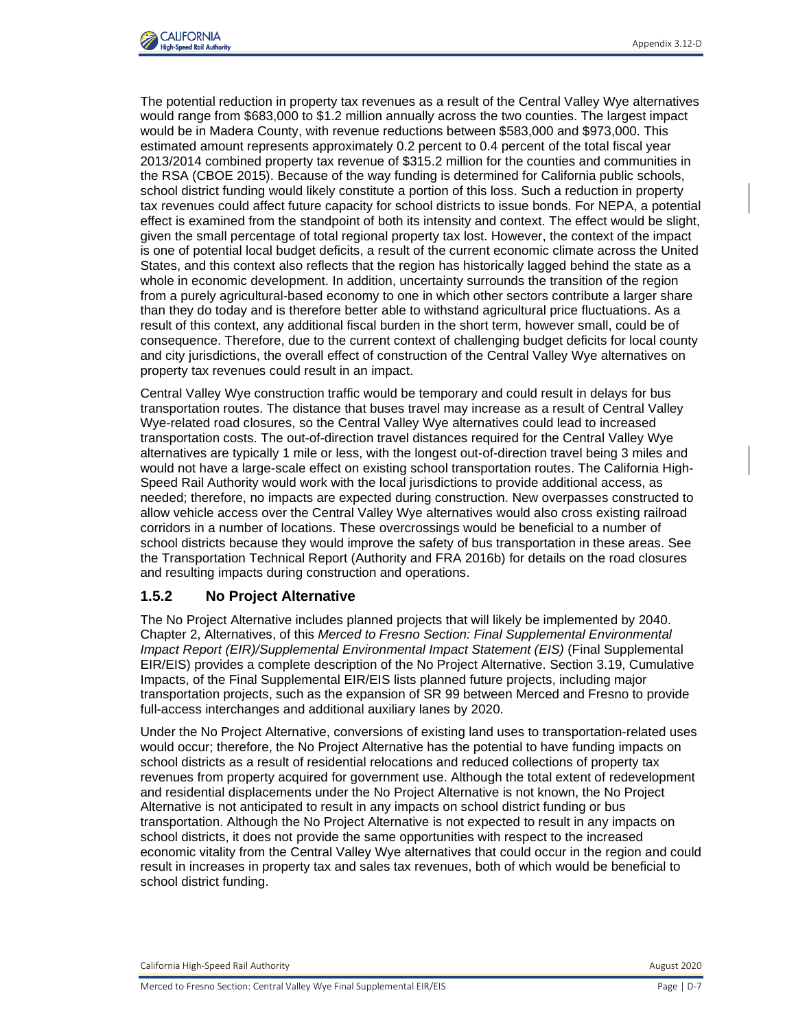The potential reduction in property tax revenues as a result of the Central Valley Wye alternatives would range from $683,000 to $1.2 million annually across the two counties. The largest impact would be in Madera County, with revenue reductions between $583,000 and $973,000. This estimated amount represents approximately 0.2 percent to 0.4 percent of the total fiscal year 2013/2014 combined property tax revenue of $315.2 million for the counties and communities in the RSA (CBOE 2015). Because of the way funding is determined for California public schools, school district funding would likely constitute a portion of this loss. Such a reduction in property tax revenues could affect future capacity for school districts to issue bonds. For NEPA, a potential effect is examined from the standpoint of both its intensity and context. The effect would be slight, given the small percentage of total regional property tax lost. However, the context of the impact is one of potential local budget deficits, a result of the current economic climate across the United States, and this context also reflects that the region has historically lagged behind the state as a whole in economic development. In addition, uncertainty surrounds the transition of the region from a purely agricultural-based economy to one in which other sectors contribute a larger share than they do today and is therefore better able to withstand agricultural price fluctuations. As a result of this context, any additional fiscal burden in the short term, however small, could be of consequence. Therefore, due to the current context of challenging budget deficits for local county and city jurisdictions, the overall effect of construction of the Central Valley Wye alternatives on property tax revenues could result in an impact.

Central Valley Wye construction traffic would be temporary and could result in delays for bus transportation routes. The distance that buses travel may increase as a result of Central Valley Wye-related road closures, so the Central Valley Wye alternatives could lead to increased transportation costs. The out-of-direction travel distances required for the Central Valley Wye alternatives are typically 1 mile or less, with the longest out-of-direction travel being 3 miles and would not have a large-scale effect on existing school transportation routes. The California High-Speed Rail Authority would work with the local jurisdictions to provide additional access, as needed; therefore, no impacts are expected during construction. New overpasses constructed to allow vehicle access over the Central Valley Wye alternatives would also cross existing railroad corridors in a number of locations. These overcrossings would be beneficial to a number of school districts because they would improve the safety of bus transportation in these areas. See the Transportation Technical Report (Authority and FRA 2016b) for details on the road closures and resulting impacts during construction and operations.

### 1.5.2 No Project Alternative

The No Project Alternative includes planned projects that will likely be implemented by 2040. Chapter 2, Alternatives, of this *Merced to Fresno Section: Final Supplemental Environmental Impact Report (EIR)/Supplemental Environmental Impact Statement (EIS)* (Final Supplemental EIR/EIS) provides a complete description of the No Project Alternative. Section 3.19, Cumulative Impacts, of the Final Supplemental EIR/EIS lists planned future projects, including major transportation projects, such as the expansion of SR 99 between Merced and Fresno to provide full-access interchanges and additional auxiliary lanes by 2020.

Under the No Project Alternative, conversions of existing land uses to transportation-related uses would occur; therefore, the No Project Alternative has the potential to have funding impacts on school districts as a result of residential relocations and reduced collections of property tax revenues from property acquired for government use. Although the total extent of redevelopment and residential displacements under the No Project Alternative is not known, the No Project Alternative is not anticipated to result in any impacts on school district funding or bus transportation. Although the No Project Alternative is not expected to result in any impacts on school districts, it does not provide the same opportunities with respect to the increased economic vitality from the Central Valley Wye alternatives that could occur in the region and could result in increases in property tax and sales tax revenues, both of which would be beneficial to school district funding.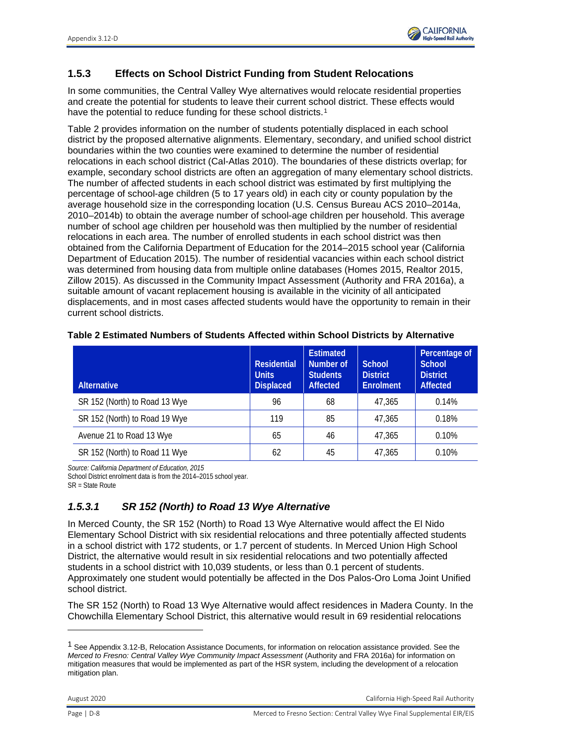### 1.5.3 Effects on School District Funding from Student Relocations

In some communities, the Central Valley Wye alternatives would relocate residential properties and create the potential for students to leave their current school district. These effects would have the potential to reduce funding for these school districts.[1]

Table 2 provides information on the number of students potentially displaced in each school district by the proposed alternative alignments. Elementary, secondary, and unified school district boundaries within the two counties were examined to determine the number of residential relocations in each school district (Cal-Atlas 2010). The boundaries of these districts overlap; for example, secondary school districts are often an aggregation of many elementary school districts. The number of affected students in each school district was estimated by first multiplying the percentage of school-age children (5 to 17 years old) in each city or county population by the average household size in the corresponding location (U.S. Census Bureau ACS 2010–2014a, 2010–2014b) to obtain the average number of school-age children per household. This average number of school age children per household was then multiplied by the number of residential relocations in each area. The number of enrolled students in each school district was then obtained from the California Department of Education for the 2014–2015 school year (California Department of Education 2015). The number of residential vacancies within each school district was determined from housing data from multiple online databases (Homes 2015, Realtor 2015, Zillow 2015). As discussed in the Community Impact Assessment (Authority and FRA 2016a), a suitable amount of vacant replacement housing is available in the vicinity of all anticipated displacements, and in most cases affected students would have the opportunity to remain in their current school districts.

**Table 2 Estimated Numbers of Students Affected within School Districts by Alternative**

| Alternative | Residential Units Displaced | Estimated Number of Students Affected | School District Enrolment | Percentage of School District Affected |
|---|---|---|---|---|
| SR 152 (North) to Road 13 Wye | 96 | 68 | 47,365 | 0.14% |
| SR 152 (North) to Road 19 Wye | 119 | 85 | 47,365 | 0.18% |
| Avenue 21 to Road 13 Wye | 65 | 46 | 47,365 | 0.10% |
| SR 152 (North) to Road 11 Wye | 62 | 45 | 47,365 | 0.10% |

*Source: California Department of Education, 2015*

School District enrolment data is from the 2014–2015 school year.

SR = State Route

#### *1.5.3.1 SR 152 (North) to Road 13 Wye Alternative*

In Merced County, the SR 152 (North) to Road 13 Wye Alternative would affect the El Nido Elementary School District with six residential relocations and three potentially affected students in a school district with 172 students, or 1.7 percent of students. In Merced Union High School District, the alternative would result in six residential relocations and two potentially affected students in a school district with 10,039 students, or less than 0.1 percent of students. Approximately one student would potentially be affected in the Dos Palos-Oro Loma Joint Unified school district.

The SR 152 (North) to Road 13 Wye Alternative would affect residences in Madera County. In the Chowchilla Elementary School District, this alternative would result in 69 residential relocations

[1] See Appendix 3.12-B, Relocation Assistance Documents, for information on relocation assistance provided. See the *Merced to Fresno: Central Valley Wye Community Impact Assessment* (Authority and FRA 2016a) for information on mitigation measures that would be implemented as part of the HSR system, including the development of a relocation mitigation plan.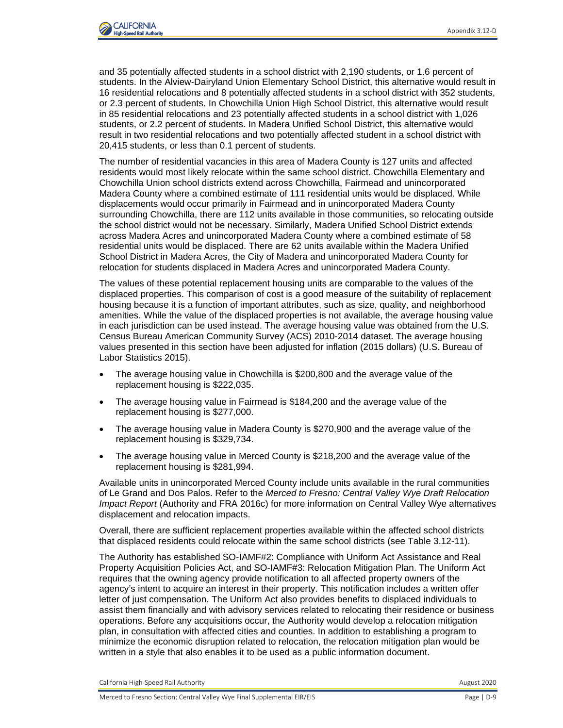and 35 potentially affected students in a school district with 2,190 students, or 1.6 percent of students. In the Alview-Dairyland Union Elementary School District, this alternative would result in 16 residential relocations and 8 potentially affected students in a school district with 352 students, or 2.3 percent of students. In Chowchilla Union High School District, this alternative would result in 85 residential relocations and 23 potentially affected students in a school district with 1,026 students, or 2.2 percent of students. In Madera Unified School District, this alternative would result in two residential relocations and two potentially affected student in a school district with 20,415 students, or less than 0.1 percent of students.

The number of residential vacancies in this area of Madera County is 127 units and affected residents would most likely relocate within the same school district. Chowchilla Elementary and Chowchilla Union school districts extend across Chowchilla, Fairmead and unincorporated Madera County where a combined estimate of 111 residential units would be displaced. While displacements would occur primarily in Fairmead and in unincorporated Madera County surrounding Chowchilla, there are 112 units available in those communities, so relocating outside the school district would not be necessary. Similarly, Madera Unified School District extends across Madera Acres and unincorporated Madera County where a combined estimate of 58 residential units would be displaced. There are 62 units available within the Madera Unified School District in Madera Acres, the City of Madera and unincorporated Madera County for relocation for students displaced in Madera Acres and unincorporated Madera County.

The values of these potential replacement housing units are comparable to the values of the displaced properties. This comparison of cost is a good measure of the suitability of replacement housing because it is a function of important attributes, such as size, quality, and neighborhood amenities. While the value of the displaced properties is not available, the average housing value in each jurisdiction can be used instead. The average housing value was obtained from the U.S. Census Bureau American Community Survey (ACS) 2010-2014 dataset. The average housing values presented in this section have been adjusted for inflation (2015 dollars) (U.S. Bureau of Labor Statistics 2015).

- The average housing value in Chowchilla is $200,800 and the average value of the replacement housing is $222,035.
- The average housing value in Fairmead is $184,200 and the average value of the replacement housing is $277,000.
- The average housing value in Madera County is $270,900 and the average value of the replacement housing is $329,734.
- The average housing value in Merced County is $218,200 and the average value of the replacement housing is $281,994.

Available units in unincorporated Merced County include units available in the rural communities of Le Grand and Dos Palos. Refer to the *Merced to Fresno: Central Valley Wye Draft Relocation Impact Report* (Authority and FRA 2016c) for more information on Central Valley Wye alternatives displacement and relocation impacts.

Overall, there are sufficient replacement properties available within the affected school districts that displaced residents could relocate within the same school districts (see Table 3.12-11).

The Authority has established SO-IAMF#2: Compliance with Uniform Act Assistance and Real Property Acquisition Policies Act, and SO-IAMF#3: Relocation Mitigation Plan. The Uniform Act requires that the owning agency provide notification to all affected property owners of the agency's intent to acquire an interest in their property. This notification includes a written offer letter of just compensation. The Uniform Act also provides benefits to displaced individuals to assist them financially and with advisory services related to relocating their residence or business operations. Before any acquisitions occur, the Authority would develop a relocation mitigation plan, in consultation with affected cities and counties. In addition to establishing a program to minimize the economic disruption related to relocation, the relocation mitigation plan would be written in a style that also enables it to be used as a public information document.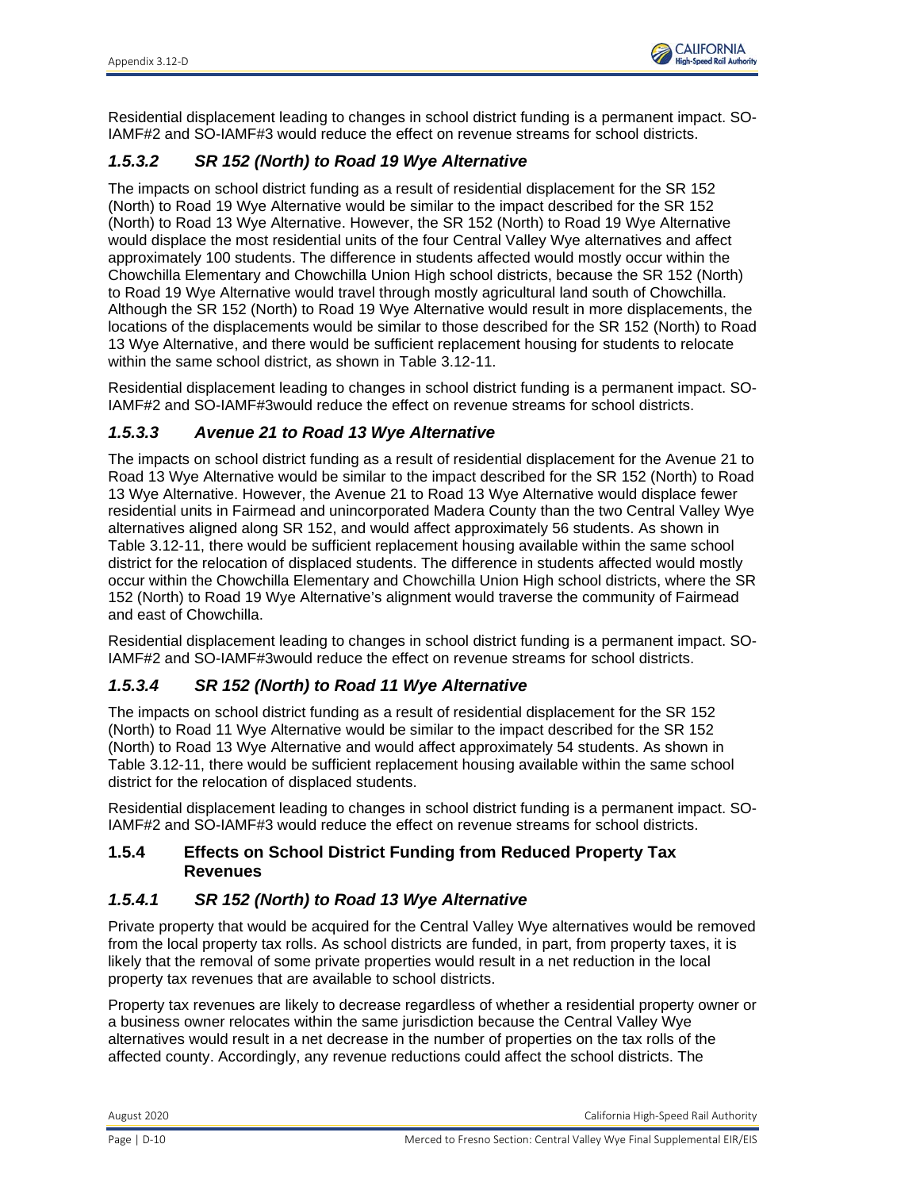Residential displacement leading to changes in school district funding is a permanent impact. SO-IAMF#2 and SO-IAMF#3 would reduce the effect on revenue streams for school districts.

### *1.5.3.2 SR 152 (North) to Road 19 Wye Alternative*

The impacts on school district funding as a result of residential displacement for the SR 152 (North) to Road 19 Wye Alternative would be similar to the impact described for the SR 152 (North) to Road 13 Wye Alternative. However, the SR 152 (North) to Road 19 Wye Alternative would displace the most residential units of the four Central Valley Wye alternatives and affect approximately 100 students. The difference in students affected would mostly occur within the Chowchilla Elementary and Chowchilla Union High school districts, because the SR 152 (North) to Road 19 Wye Alternative would travel through mostly agricultural land south of Chowchilla. Although the SR 152 (North) to Road 19 Wye Alternative would result in more displacements, the locations of the displacements would be similar to those described for the SR 152 (North) to Road 13 Wye Alternative, and there would be sufficient replacement housing for students to relocate within the same school district, as shown in Table 3.12-11.

Residential displacement leading to changes in school district funding is a permanent impact. SO-IAMF#2 and SO-IAMF#3would reduce the effect on revenue streams for school districts.

### *1.5.3.3 Avenue 21 to Road 13 Wye Alternative*

The impacts on school district funding as a result of residential displacement for the Avenue 21 to Road 13 Wye Alternative would be similar to the impact described for the SR 152 (North) to Road 13 Wye Alternative. However, the Avenue 21 to Road 13 Wye Alternative would displace fewer residential units in Fairmead and unincorporated Madera County than the two Central Valley Wye alternatives aligned along SR 152, and would affect approximately 56 students. As shown in Table 3.12-11, there would be sufficient replacement housing available within the same school district for the relocation of displaced students. The difference in students affected would mostly occur within the Chowchilla Elementary and Chowchilla Union High school districts, where the SR 152 (North) to Road 19 Wye Alternative's alignment would traverse the community of Fairmead and east of Chowchilla.

Residential displacement leading to changes in school district funding is a permanent impact. SO-IAMF#2 and SO-IAMF#3would reduce the effect on revenue streams for school districts.

### *1.5.3.4 SR 152 (North) to Road 11 Wye Alternative*

The impacts on school district funding as a result of residential displacement for the SR 152 (North) to Road 11 Wye Alternative would be similar to the impact described for the SR 152 (North) to Road 13 Wye Alternative and would affect approximately 54 students. As shown in Table 3.12-11, there would be sufficient replacement housing available within the same school district for the relocation of displaced students.

Residential displacement leading to changes in school district funding is a permanent impact. SO-IAMF#2 and SO-IAMF#3 would reduce the effect on revenue streams for school districts.

## 1.5.4 Effects on School District Funding from Reduced Property Tax Revenues

### *1.5.4.1 SR 152 (North) to Road 13 Wye Alternative*

Private property that would be acquired for the Central Valley Wye alternatives would be removed from the local property tax rolls. As school districts are funded, in part, from property taxes, it is likely that the removal of some private properties would result in a net reduction in the local property tax revenues that are available to school districts.

Property tax revenues are likely to decrease regardless of whether a residential property owner or a business owner relocates within the same jurisdiction because the Central Valley Wye alternatives would result in a net decrease in the number of properties on the tax rolls of the affected county. Accordingly, any revenue reductions could affect the school districts. The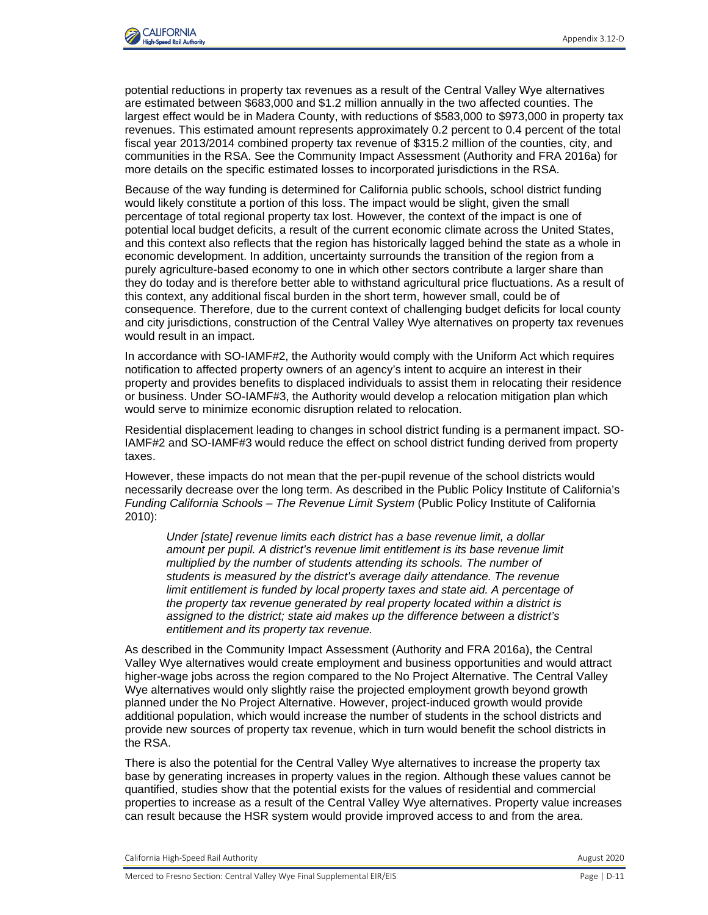potential reductions in property tax revenues as a result of the Central Valley Wye alternatives are estimated between $683,000 and $1.2 million annually in the two affected counties. The largest effect would be in Madera County, with reductions of $583,000 to $973,000 in property tax revenues. This estimated amount represents approximately 0.2 percent to 0.4 percent of the total fiscal year 2013/2014 combined property tax revenue of $315.2 million of the counties, city, and communities in the RSA. See the Community Impact Assessment (Authority and FRA 2016a) for more details on the specific estimated losses to incorporated jurisdictions in the RSA.

Because of the way funding is determined for California public schools, school district funding would likely constitute a portion of this loss. The impact would be slight, given the small percentage of total regional property tax lost. However, the context of the impact is one of potential local budget deficits, a result of the current economic climate across the United States, and this context also reflects that the region has historically lagged behind the state as a whole in economic development. In addition, uncertainty surrounds the transition of the region from a purely agriculture-based economy to one in which other sectors contribute a larger share than they do today and is therefore better able to withstand agricultural price fluctuations. As a result of this context, any additional fiscal burden in the short term, however small, could be of consequence. Therefore, due to the current context of challenging budget deficits for local county and city jurisdictions, construction of the Central Valley Wye alternatives on property tax revenues would result in an impact.

In accordance with SO-IAMF#2, the Authority would comply with the Uniform Act which requires notification to affected property owners of an agency's intent to acquire an interest in their property and provides benefits to displaced individuals to assist them in relocating their residence or business. Under SO-IAMF#3, the Authority would develop a relocation mitigation plan which would serve to minimize economic disruption related to relocation.

Residential displacement leading to changes in school district funding is a permanent impact. SO-IAMF#2 and SO-IAMF#3 would reduce the effect on school district funding derived from property taxes.

However, these impacts do not mean that the per-pupil revenue of the school districts would necessarily decrease over the long term. As described in the Public Policy Institute of California's *Funding California Schools – The Revenue Limit System* (Public Policy Institute of California 2010):

> *Under [state] revenue limits each district has a base revenue limit, a dollar amount per pupil. A district's revenue limit entitlement is its base revenue limit multiplied by the number of students attending its schools. The number of students is measured by the district's average daily attendance. The revenue limit entitlement is funded by local property taxes and state aid. A percentage of the property tax revenue generated by real property located within a district is assigned to the district; state aid makes up the difference between a district's entitlement and its property tax revenue.*

As described in the Community Impact Assessment (Authority and FRA 2016a), the Central Valley Wye alternatives would create employment and business opportunities and would attract higher-wage jobs across the region compared to the No Project Alternative. The Central Valley Wye alternatives would only slightly raise the projected employment growth beyond growth planned under the No Project Alternative. However, project-induced growth would provide additional population, which would increase the number of students in the school districts and provide new sources of property tax revenue, which in turn would benefit the school districts in the RSA.

There is also the potential for the Central Valley Wye alternatives to increase the property tax base by generating increases in property values in the region. Although these values cannot be quantified, studies show that the potential exists for the values of residential and commercial properties to increase as a result of the Central Valley Wye alternatives. Property value increases can result because the HSR system would provide improved access to and from the area.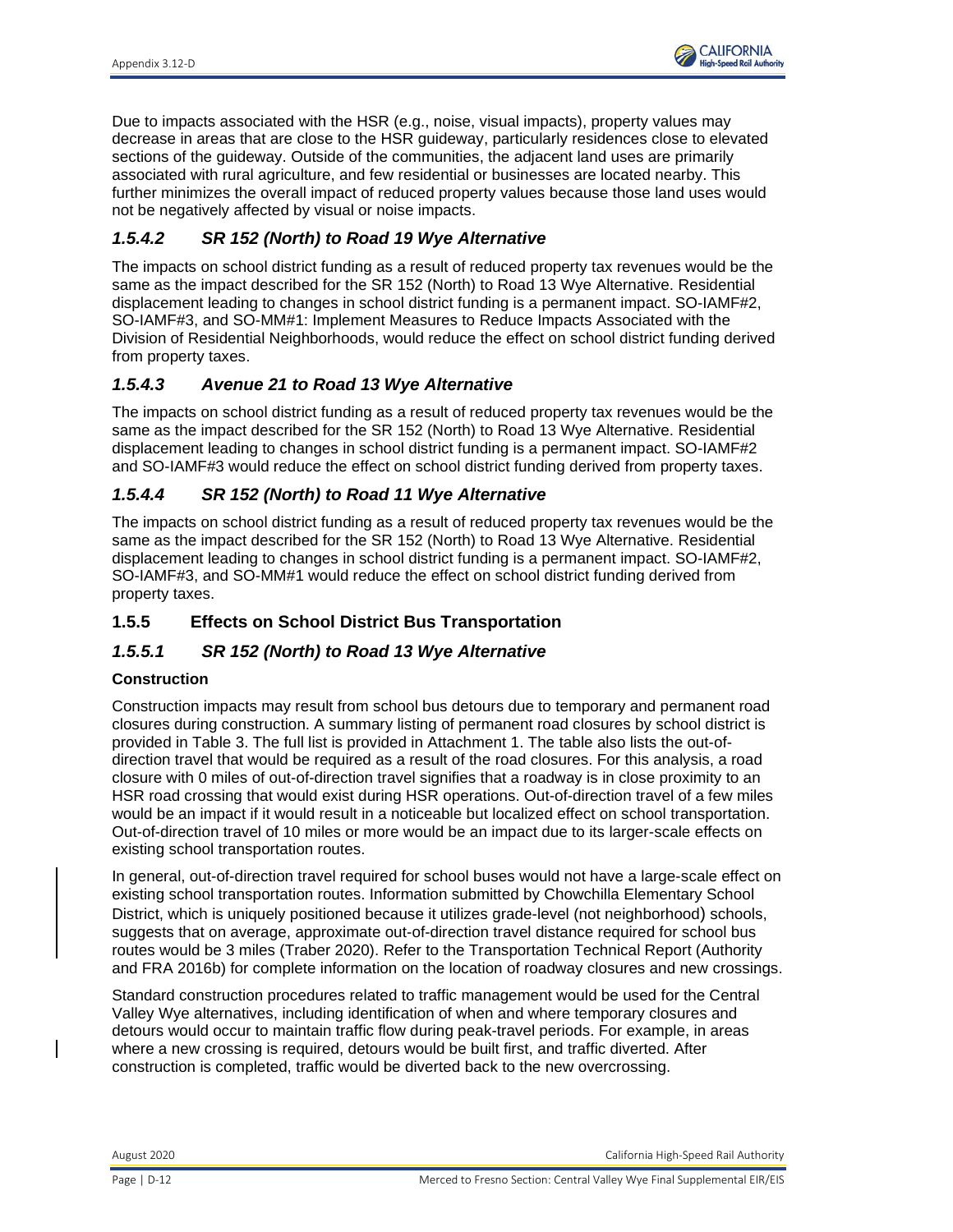Due to impacts associated with the HSR (e.g., noise, visual impacts), property values may decrease in areas that are close to the HSR guideway, particularly residences close to elevated sections of the guideway. Outside of the communities, the adjacent land uses are primarily associated with rural agriculture, and few residential or businesses are located nearby. This further minimizes the overall impact of reduced property values because those land uses would not be negatively affected by visual or noise impacts.

#### *1.5.4.2 SR 152 (North) to Road 19 Wye Alternative*

The impacts on school district funding as a result of reduced property tax revenues would be the same as the impact described for the SR 152 (North) to Road 13 Wye Alternative. Residential displacement leading to changes in school district funding is a permanent impact. SO-IAMF#2, SO-IAMF#3, and SO-MM#1: Implement Measures to Reduce Impacts Associated with the Division of Residential Neighborhoods, would reduce the effect on school district funding derived from property taxes.

#### *1.5.4.3 Avenue 21 to Road 13 Wye Alternative*

The impacts on school district funding as a result of reduced property tax revenues would be the same as the impact described for the SR 152 (North) to Road 13 Wye Alternative. Residential displacement leading to changes in school district funding is a permanent impact. SO-IAMF#2 and SO-IAMF#3 would reduce the effect on school district funding derived from property taxes.

#### *1.5.4.4 SR 152 (North) to Road 11 Wye Alternative*

The impacts on school district funding as a result of reduced property tax revenues would be the same as the impact described for the SR 152 (North) to Road 13 Wye Alternative. Residential displacement leading to changes in school district funding is a permanent impact. SO-IAMF#2, SO-IAMF#3, and SO-MM#1 would reduce the effect on school district funding derived from property taxes.

### 1.5.5 Effects on School District Bus Transportation

#### *1.5.5.1 SR 152 (North) to Road 13 Wye Alternative*

**Construction**

Construction impacts may result from school bus detours due to temporary and permanent road closures during construction. A summary listing of permanent road closures by school district is provided in Table 3. The full list is provided in Attachment 1. The table also lists the out-of-direction travel that would be required as a result of the road closures. For this analysis, a road closure with 0 miles of out-of-direction travel signifies that a roadway is in close proximity to an HSR road crossing that would exist during HSR operations. Out-of-direction travel of a few miles would be an impact if it would result in a noticeable but localized effect on school transportation. Out-of-direction travel of 10 miles or more would be an impact due to its larger-scale effects on existing school transportation routes.

In general, out-of-direction travel required for school buses would not have a large-scale effect on existing school transportation routes. Information submitted by Chowchilla Elementary School District, which is uniquely positioned because it utilizes grade-level (not neighborhood) schools, suggests that on average, approximate out-of-direction travel distance required for school bus routes would be 3 miles (Traber 2020). Refer to the Transportation Technical Report (Authority and FRA 2016b) for complete information on the location of roadway closures and new crossings.

Standard construction procedures related to traffic management would be used for the Central Valley Wye alternatives, including identification of when and where temporary closures and detours would occur to maintain traffic flow during peak-travel periods. For example, in areas where a new crossing is required, detours would be built first, and traffic diverted. After construction is completed, traffic would be diverted back to the new overcrossing.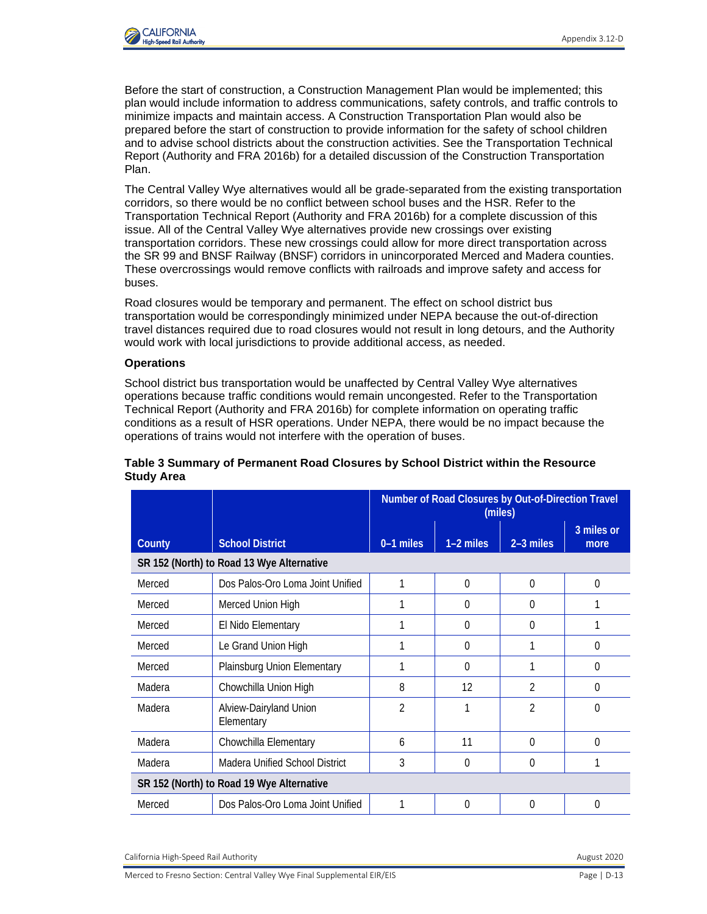Before the start of construction, a Construction Management Plan would be implemented; this plan would include information to address communications, safety controls, and traffic controls to minimize impacts and maintain access. A Construction Transportation Plan would also be prepared before the start of construction to provide information for the safety of school children and to advise school districts about the construction activities. See the Transportation Technical Report (Authority and FRA 2016b) for a detailed discussion of the Construction Transportation Plan.

The Central Valley Wye alternatives would all be grade-separated from the existing transportation corridors, so there would be no conflict between school buses and the HSR. Refer to the Transportation Technical Report (Authority and FRA 2016b) for a complete discussion of this issue. All of the Central Valley Wye alternatives provide new crossings over existing transportation corridors. These new crossings could allow for more direct transportation across the SR 99 and BNSF Railway (BNSF) corridors in unincorporated Merced and Madera counties. These overcrossings would remove conflicts with railroads and improve safety and access for buses.

Road closures would be temporary and permanent. The effect on school district bus transportation would be correspondingly minimized under NEPA because the out-of-direction travel distances required due to road closures would not result in long detours, and the Authority would work with local jurisdictions to provide additional access, as needed.

**Operations**

School district bus transportation would be unaffected by Central Valley Wye alternatives operations because traffic conditions would remain uncongested. Refer to the Transportation Technical Report (Authority and FRA 2016b) for complete information on operating traffic conditions as a result of HSR operations. Under NEPA, there would be no impact because the operations of trains would not interfere with the operation of buses.

**Table 3 Summary of Permanent Road Closures by School District within the Resource Study Area**

| County | School District | Number of Road Closures by Out-of-Direction Travel (miles) | | | |
|---|---|---|---|---|---|
| | | 0–1 miles | 1–2 miles | 2–3 miles | 3 miles or more |
| **SR 152 (North) to Road 13 Wye Alternative** | | | | | |
| Merced | Dos Palos-Oro Loma Joint Unified | 1 | 0 | 0 | 0 |
| Merced | Merced Union High | 1 | 0 | 0 | 1 |
| Merced | El Nido Elementary | 1 | 0 | 0 | 1 |
| Merced | Le Grand Union High | 1 | 0 | 1 | 0 |
| Merced | Plainsburg Union Elementary | 1 | 0 | 1 | 0 |
| Madera | Chowchilla Union High | 8 | 12 | 2 | 0 |
| Madera | Alview-Dairyland Union Elementary | 2 | 1 | 2 | 0 |
| Madera | Chowchilla Elementary | 6 | 11 | 0 | 0 |
| Madera | Madera Unified School District | 3 | 0 | 0 | 1 |
| **SR 152 (North) to Road 19 Wye Alternative** | | | | | |
| Merced | Dos Palos-Oro Loma Joint Unified | 1 | 0 | 0 | 0 |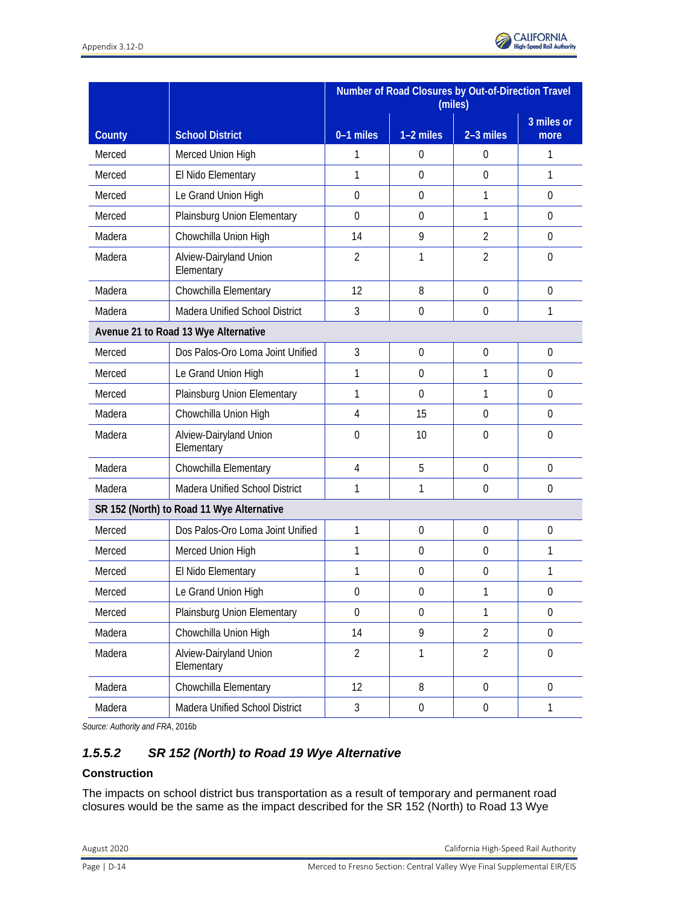| County | School District | Number of Road Closures by Out-of-Direction Travel (miles) | | | |
|---|---|---|---|---|---|
| | | 0–1 miles | 1–2 miles | 2–3 miles | 3 miles or more |
| Merced | Merced Union High | 1 | 0 | 0 | 1 |
| Merced | El Nido Elementary | 1 | 0 | 0 | 1 |
| Merced | Le Grand Union High | 0 | 0 | 1 | 0 |
| Merced | Plainsburg Union Elementary | 0 | 0 | 1 | 0 |
| Madera | Chowchilla Union High | 14 | 9 | 2 | 0 |
| Madera | Alview-Dairyland Union Elementary | 2 | 1 | 2 | 0 |
| Madera | Chowchilla Elementary | 12 | 8 | 0 | 0 |
| Madera | Madera Unified School District | 3 | 0 | 0 | 1 |
| **Avenue 21 to Road 13 Wye Alternative** | | | | | |
| Merced | Dos Palos-Oro Loma Joint Unified | 3 | 0 | 0 | 0 |
| Merced | Le Grand Union High | 1 | 0 | 1 | 0 |
| Merced | Plainsburg Union Elementary | 1 | 0 | 1 | 0 |
| Madera | Chowchilla Union High | 4 | 15 | 0 | 0 |
| Madera | Alview-Dairyland Union Elementary | 0 | 10 | 0 | 0 |
| Madera | Chowchilla Elementary | 4 | 5 | 0 | 0 |
| Madera | Madera Unified School District | 1 | 1 | 0 | 0 |
| **SR 152 (North) to Road 11 Wye Alternative** | | | | | |
| Merced | Dos Palos-Oro Loma Joint Unified | 1 | 0 | 0 | 0 |
| Merced | Merced Union High | 1 | 0 | 0 | 1 |
| Merced | El Nido Elementary | 1 | 0 | 0 | 1 |
| Merced | Le Grand Union High | 0 | 0 | 1 | 0 |
| Merced | Plainsburg Union Elementary | 0 | 0 | 1 | 0 |
| Madera | Chowchilla Union High | 14 | 9 | 2 | 0 |
| Madera | Alview-Dairyland Union Elementary | 2 | 1 | 2 | 0 |
| Madera | Chowchilla Elementary | 12 | 8 | 0 | 0 |
| Madera | Madera Unified School District | 3 | 0 | 0 | 1 |

*Source: Authority and FRA*, 2016b

### *1.5.5.2 SR 152 (North) to Road 19 Wye Alternative*

#### Construction

The impacts on school district bus transportation as a result of temporary and permanent road closures would be the same as the impact described for the SR 152 (North) to Road 13 Wye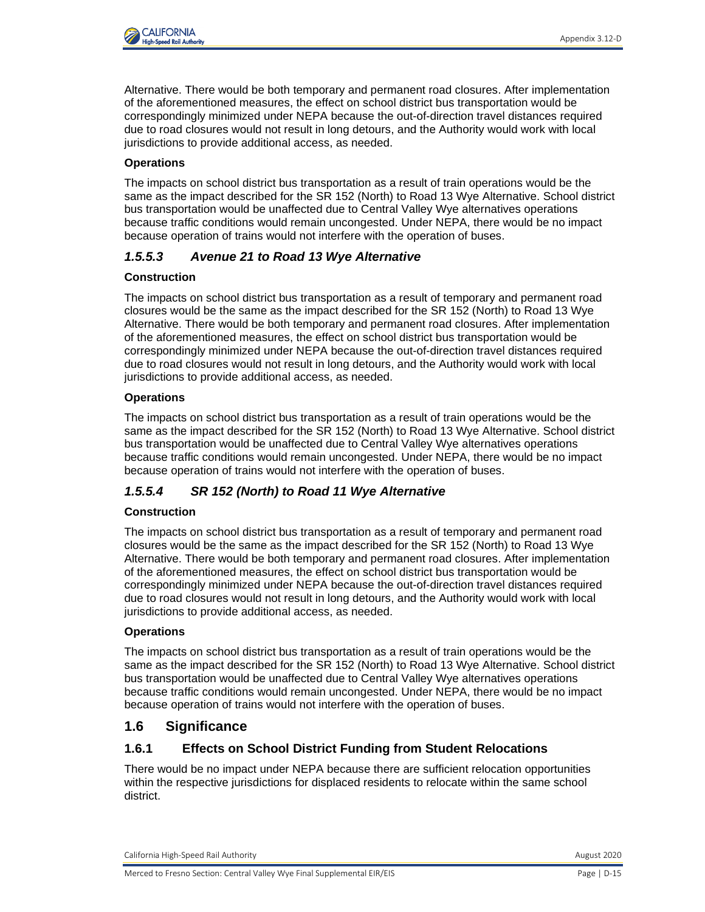Alternative. There would be both temporary and permanent road closures. After implementation of the aforementioned measures, the effect on school district bus transportation would be correspondingly minimized under NEPA because the out-of-direction travel distances required due to road closures would not result in long detours, and the Authority would work with local jurisdictions to provide additional access, as needed.

**Operations**

The impacts on school district bus transportation as a result of train operations would be the same as the impact described for the SR 152 (North) to Road 13 Wye Alternative. School district bus transportation would be unaffected due to Central Valley Wye alternatives operations because traffic conditions would remain uncongested. Under NEPA, there would be no impact because operation of trains would not interfere with the operation of buses.

### *1.5.5.3 Avenue 21 to Road 13 Wye Alternative*

**Construction**

The impacts on school district bus transportation as a result of temporary and permanent road closures would be the same as the impact described for the SR 152 (North) to Road 13 Wye Alternative. There would be both temporary and permanent road closures. After implementation of the aforementioned measures, the effect on school district bus transportation would be correspondingly minimized under NEPA because the out-of-direction travel distances required due to road closures would not result in long detours, and the Authority would work with local jurisdictions to provide additional access, as needed.

**Operations**

The impacts on school district bus transportation as a result of train operations would be the same as the impact described for the SR 152 (North) to Road 13 Wye Alternative. School district bus transportation would be unaffected due to Central Valley Wye alternatives operations because traffic conditions would remain uncongested. Under NEPA, there would be no impact because operation of trains would not interfere with the operation of buses.

### *1.5.5.4 SR 152 (North) to Road 11 Wye Alternative*

**Construction**

The impacts on school district bus transportation as a result of temporary and permanent road closures would be the same as the impact described for the SR 152 (North) to Road 13 Wye Alternative. There would be both temporary and permanent road closures. After implementation of the aforementioned measures, the effect on school district bus transportation would be correspondingly minimized under NEPA because the out-of-direction travel distances required due to road closures would not result in long detours, and the Authority would work with local jurisdictions to provide additional access, as needed.

**Operations**

The impacts on school district bus transportation as a result of train operations would be the same as the impact described for the SR 152 (North) to Road 13 Wye Alternative. School district bus transportation would be unaffected due to Central Valley Wye alternatives operations because traffic conditions would remain uncongested. Under NEPA, there would be no impact because operation of trains would not interfere with the operation of buses.

## 1.6 Significance

### 1.6.1 Effects on School District Funding from Student Relocations

There would be no impact under NEPA because there are sufficient relocation opportunities within the respective jurisdictions for displaced residents to relocate within the same school district.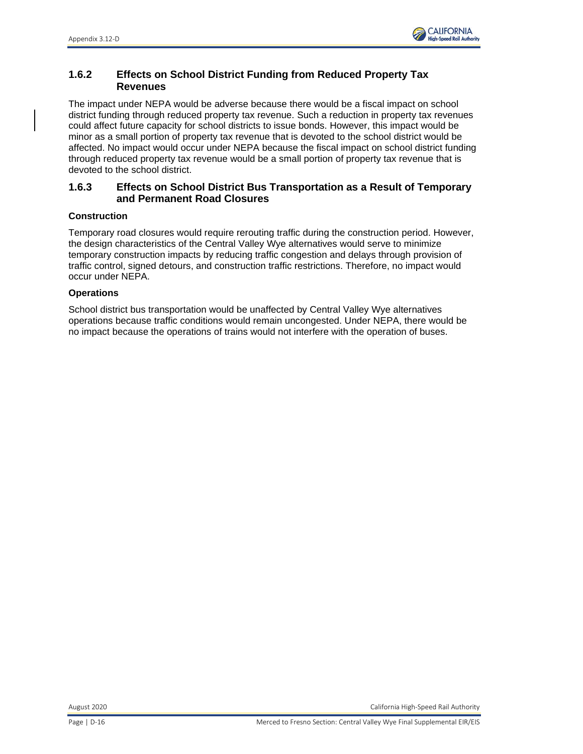### 1.6.2 Effects on School District Funding from Reduced Property Tax Revenues

The impact under NEPA would be adverse because there would be a fiscal impact on school district funding through reduced property tax revenue. Such a reduction in property tax revenues could affect future capacity for school districts to issue bonds. However, this impact would be minor as a small portion of property tax revenue that is devoted to the school district would be affected. No impact would occur under NEPA because the fiscal impact on school district funding through reduced property tax revenue would be a small portion of property tax revenue that is devoted to the school district.

### 1.6.3 Effects on School District Bus Transportation as a Result of Temporary and Permanent Road Closures

**Construction**

Temporary road closures would require rerouting traffic during the construction period. However, the design characteristics of the Central Valley Wye alternatives would serve to minimize temporary construction impacts by reducing traffic congestion and delays through provision of traffic control, signed detours, and construction traffic restrictions. Therefore, no impact would occur under NEPA.

**Operations**

School district bus transportation would be unaffected by Central Valley Wye alternatives operations because traffic conditions would remain uncongested. Under NEPA, there would be no impact because the operations of trains would not interfere with the operation of buses.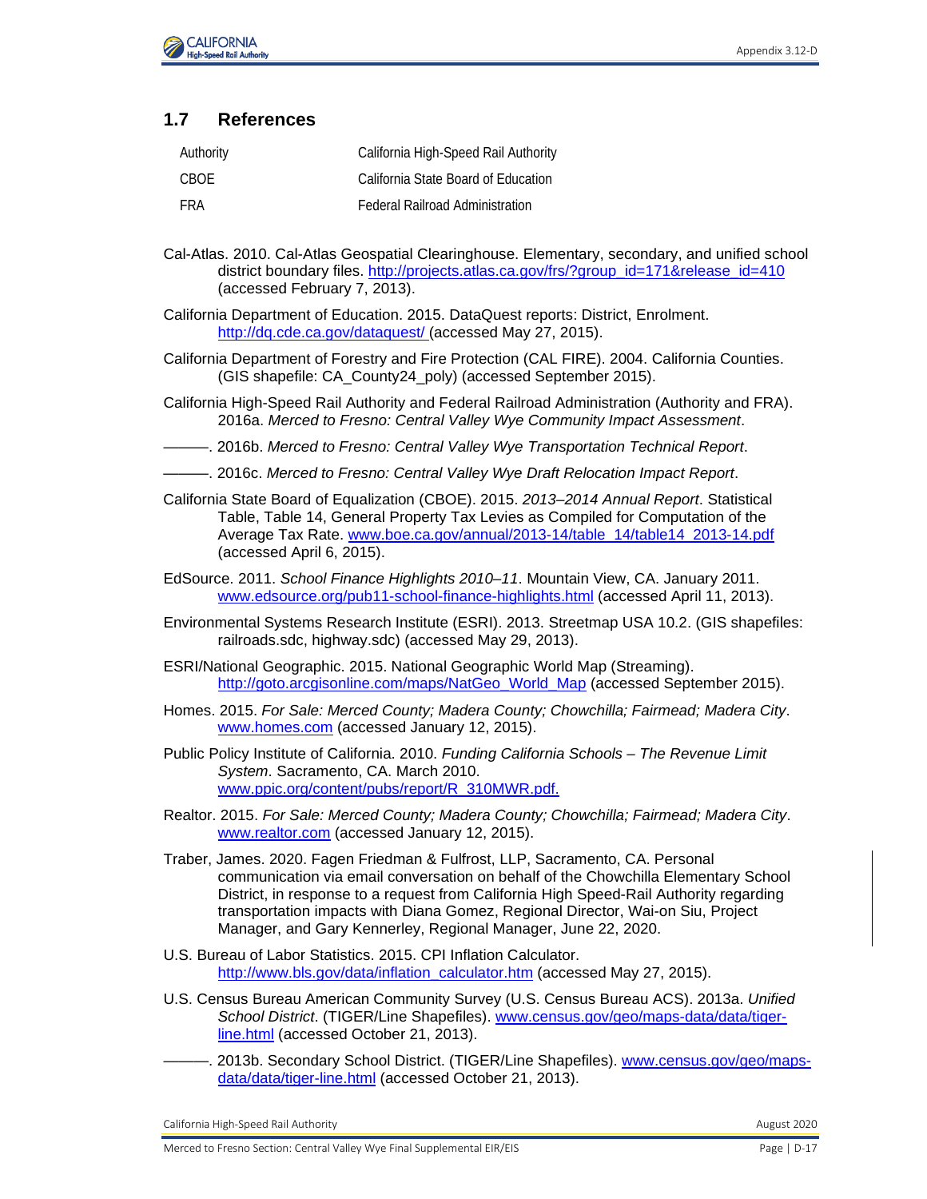## 1.7 References

| | |
|---|---|
| Authority | California High-Speed Rail Authority |
| CBOE | California State Board of Education |
| FRA | Federal Railroad Administration |

Cal-Atlas. 2010. Cal-Atlas Geospatial Clearinghouse. Elementary, secondary, and unified school district boundary files. http://projects.atlas.ca.gov/frs/?group_id=171&release_id=410 (accessed February 7, 2013).

California Department of Education. 2015. DataQuest reports: District, Enrolment. http://dq.cde.ca.gov/dataquest/ (accessed May 27, 2015).

California Department of Forestry and Fire Protection (CAL FIRE). 2004. California Counties. (GIS shapefile: CA_County24_poly) (accessed September 2015).

California High-Speed Rail Authority and Federal Railroad Administration (Authority and FRA). 2016a. *Merced to Fresno: Central Valley Wye Community Impact Assessment*.

———. 2016b. *Merced to Fresno: Central Valley Wye Transportation Technical Report*.

———. 2016c. *Merced to Fresno: Central Valley Wye Draft Relocation Impact Report*.

California State Board of Equalization (CBOE). 2015. *2013–2014 Annual Report*. Statistical Table, Table 14, General Property Tax Levies as Compiled for Computation of the Average Tax Rate. www.boe.ca.gov/annual/2013-14/table_14/table14_2013-14.pdf (accessed April 6, 2015).

EdSource. 2011. *School Finance Highlights 2010–11*. Mountain View, CA. January 2011. www.edsource.org/pub11-school-finance-highlights.html (accessed April 11, 2013).

Environmental Systems Research Institute (ESRI). 2013. Streetmap USA 10.2. (GIS shapefiles: railroads.sdc, highway.sdc) (accessed May 29, 2013).

ESRI/National Geographic. 2015. National Geographic World Map (Streaming). http://goto.arcgisonline.com/maps/NatGeo_World_Map (accessed September 2015).

Homes. 2015. *For Sale: Merced County; Madera County; Chowchilla; Fairmead; Madera City*. www.homes.com (accessed January 12, 2015).

Public Policy Institute of California. 2010. *Funding California Schools – The Revenue Limit System*. Sacramento, CA. March 2010. www.ppic.org/content/pubs/report/R_310MWR.pdf.

Realtor. 2015. *For Sale: Merced County; Madera County; Chowchilla; Fairmead; Madera City*. www.realtor.com (accessed January 12, 2015).

Traber, James. 2020. Fagen Friedman & Fulfrost, LLP, Sacramento, CA. Personal communication via email conversation on behalf of the Chowchilla Elementary School District, in response to a request from California High Speed-Rail Authority regarding transportation impacts with Diana Gomez, Regional Director, Wai-on Siu, Project Manager, and Gary Kennerley, Regional Manager, June 22, 2020.

U.S. Bureau of Labor Statistics. 2015. CPI Inflation Calculator. http://www.bls.gov/data/inflation_calculator.htm (accessed May 27, 2015).

U.S. Census Bureau American Community Survey (U.S. Census Bureau ACS). 2013a. *Unified School District*. (TIGER/Line Shapefiles). www.census.gov/geo/maps-data/data/tiger-line.html (accessed October 21, 2013).

———. 2013b. Secondary School District. (TIGER/Line Shapefiles). www.census.gov/geo/maps-data/data/tiger-line.html (accessed October 21, 2013).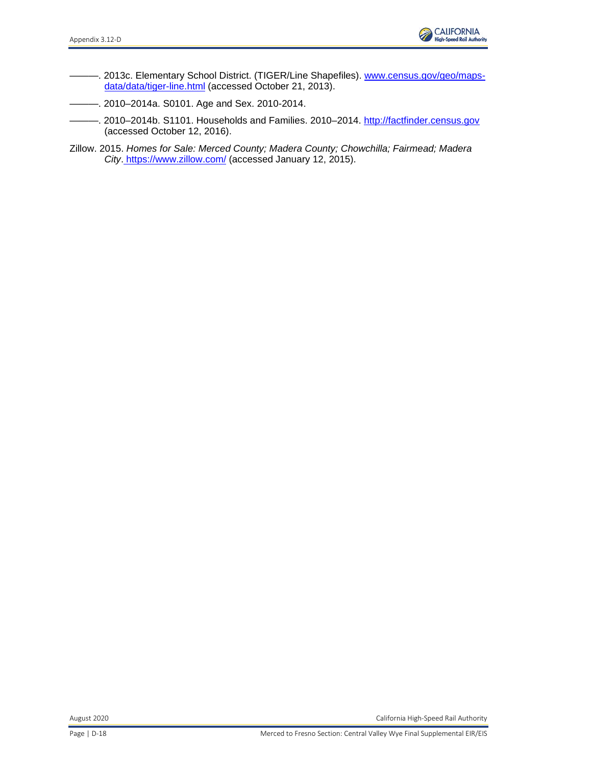———. 2013c. Elementary School District. (TIGER/Line Shapefiles). [www.census.gov/geo/maps-data/data/tiger-line.html](www.census.gov/geo/maps-data/data/tiger-line.html) (accessed October 21, 2013).

———. 2010–2014a. S0101. Age and Sex. 2010-2014.

———. 2010–2014b. S1101. Households and Families. 2010–2014. [http://factfinder.census.gov](http://factfinder.census.gov) (accessed October 12, 2016).

Zillow. 2015. *Homes for Sale: Merced County; Madera County; Chowchilla; Fairmead; Madera City*. [https://www.zillow.com/](https://www.zillow.com/) (accessed January 12, 2015).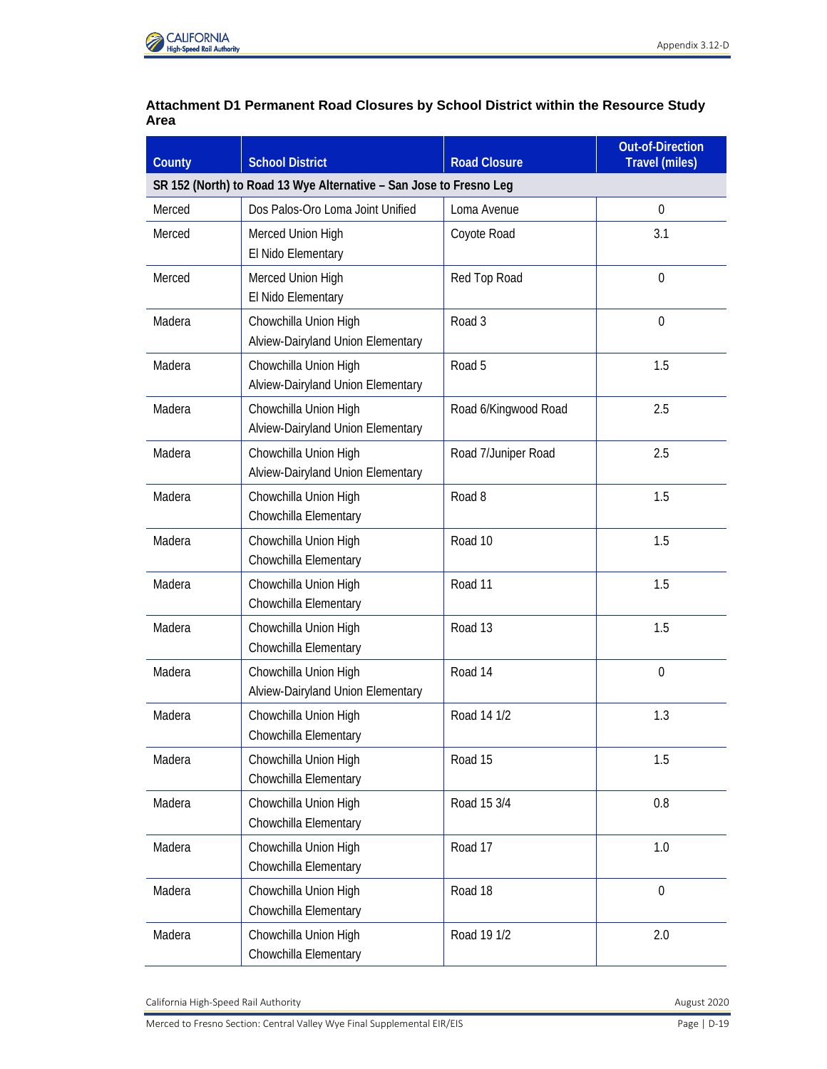**Attachment D1 Permanent Road Closures by School District within the Resource Study Area**

| County | School District | Road Closure | Out-of-Direction Travel (miles) |
|---|---|---|---|
| SR 152 (North) to Road 13 Wye Alternative – San Jose to Fresno Leg | | | |
| Merced | Dos Palos-Oro Loma Joint Unified | Loma Avenue | 0 |
| Merced | Merced Union High<br>El Nido Elementary | Coyote Road | 3.1 |
| Merced | Merced Union High<br>El Nido Elementary | Red Top Road | 0 |
| Madera | Chowchilla Union High<br>Alview-Dairyland Union Elementary | Road 3 | 0 |
| Madera | Chowchilla Union High<br>Alview-Dairyland Union Elementary | Road 5 | 1.5 |
| Madera | Chowchilla Union High<br>Alview-Dairyland Union Elementary | Road 6/Kingwood Road | 2.5 |
| Madera | Chowchilla Union High<br>Alview-Dairyland Union Elementary | Road 7/Juniper Road | 2.5 |
| Madera | Chowchilla Union High<br>Chowchilla Elementary | Road 8 | 1.5 |
| Madera | Chowchilla Union High<br>Chowchilla Elementary | Road 10 | 1.5 |
| Madera | Chowchilla Union High<br>Chowchilla Elementary | Road 11 | 1.5 |
| Madera | Chowchilla Union High<br>Chowchilla Elementary | Road 13 | 1.5 |
| Madera | Chowchilla Union High<br>Alview-Dairyland Union Elementary | Road 14 | 0 |
| Madera | Chowchilla Union High<br>Chowchilla Elementary | Road 14 1/2 | 1.3 |
| Madera | Chowchilla Union High<br>Chowchilla Elementary | Road 15 | 1.5 |
| Madera | Chowchilla Union High<br>Chowchilla Elementary | Road 15 3/4 | 0.8 |
| Madera | Chowchilla Union High<br>Chowchilla Elementary | Road 17 | 1.0 |
| Madera | Chowchilla Union High<br>Chowchilla Elementary | Road 18 | 0 |
| Madera | Chowchilla Union High<br>Chowchilla Elementary | Road 19 1/2 | 2.0 |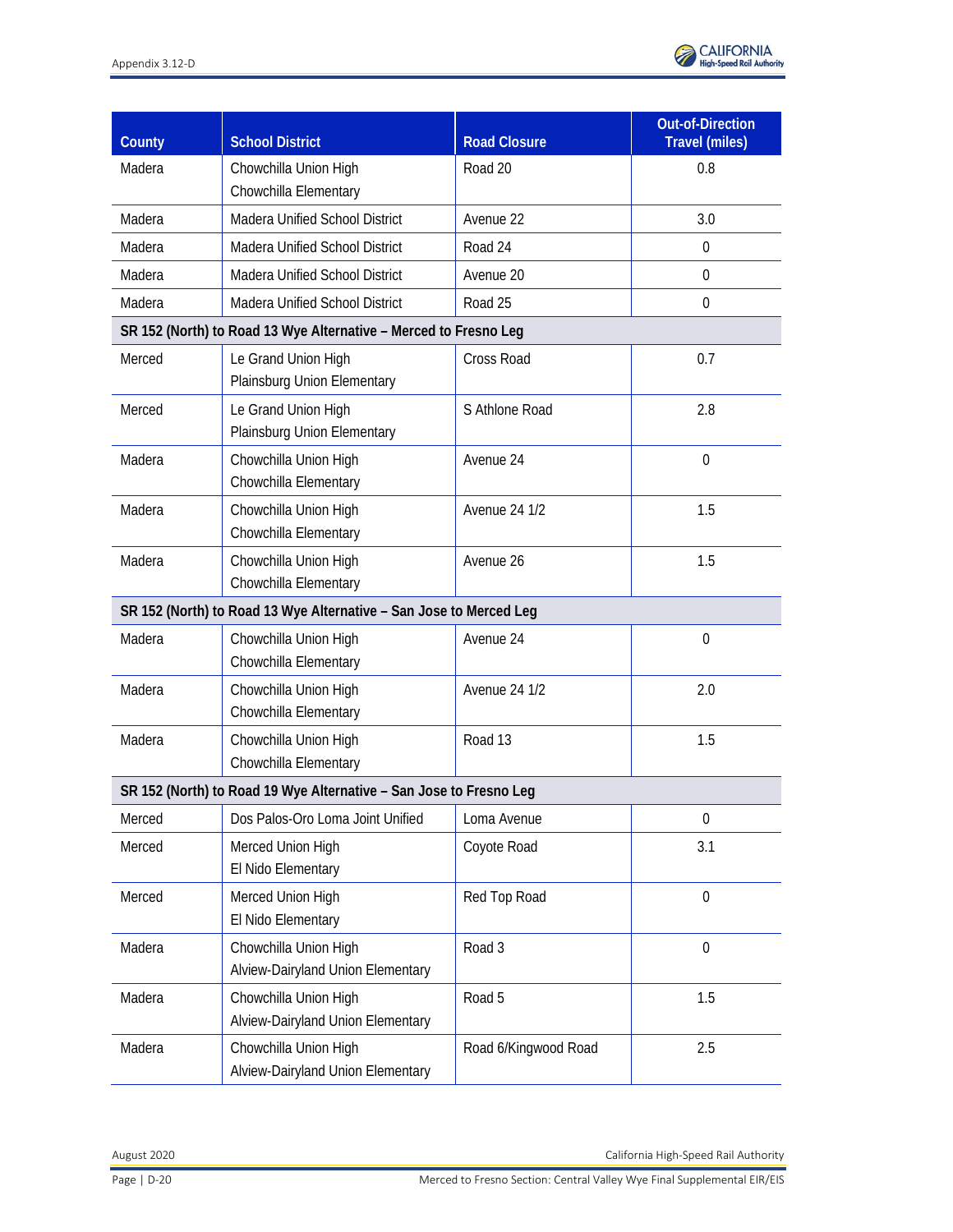| County | School District | Road Closure | Out-of-Direction Travel (miles) |
|---|---|---|---|
| Madera | Chowchilla Union High<br>Chowchilla Elementary | Road 20 | 0.8 |
| Madera | Madera Unified School District | Avenue 22 | 3.0 |
| Madera | Madera Unified School District | Road 24 | 0 |
| Madera | Madera Unified School District | Avenue 20 | 0 |
| Madera | Madera Unified School District | Road 25 | 0 |
| **SR 152 (North) to Road 13 Wye Alternative – Merced to Fresno Leg** | | | |
| Merced | Le Grand Union High<br>Plainsburg Union Elementary | Cross Road | 0.7 |
| Merced | Le Grand Union High<br>Plainsburg Union Elementary | S Athlone Road | 2.8 |
| Madera | Chowchilla Union High<br>Chowchilla Elementary | Avenue 24 | 0 |
| Madera | Chowchilla Union High<br>Chowchilla Elementary | Avenue 24 1/2 | 1.5 |
| Madera | Chowchilla Union High<br>Chowchilla Elementary | Avenue 26 | 1.5 |
| **SR 152 (North) to Road 13 Wye Alternative – San Jose to Merced Leg** | | | |
| Madera | Chowchilla Union High<br>Chowchilla Elementary | Avenue 24 | 0 |
| Madera | Chowchilla Union High<br>Chowchilla Elementary | Avenue 24 1/2 | 2.0 |
| Madera | Chowchilla Union High<br>Chowchilla Elementary | Road 13 | 1.5 |
| **SR 152 (North) to Road 19 Wye Alternative – San Jose to Fresno Leg** | | | |
| Merced | Dos Palos-Oro Loma Joint Unified | Loma Avenue | 0 |
| Merced | Merced Union High<br>El Nido Elementary | Coyote Road | 3.1 |
| Merced | Merced Union High<br>El Nido Elementary | Red Top Road | 0 |
| Madera | Chowchilla Union High<br>Alview-Dairyland Union Elementary | Road 3 | 0 |
| Madera | Chowchilla Union High<br>Alview-Dairyland Union Elementary | Road 5 | 1.5 |
| Madera | Chowchilla Union High<br>Alview-Dairyland Union Elementary | Road 6/Kingwood Road | 2.5 |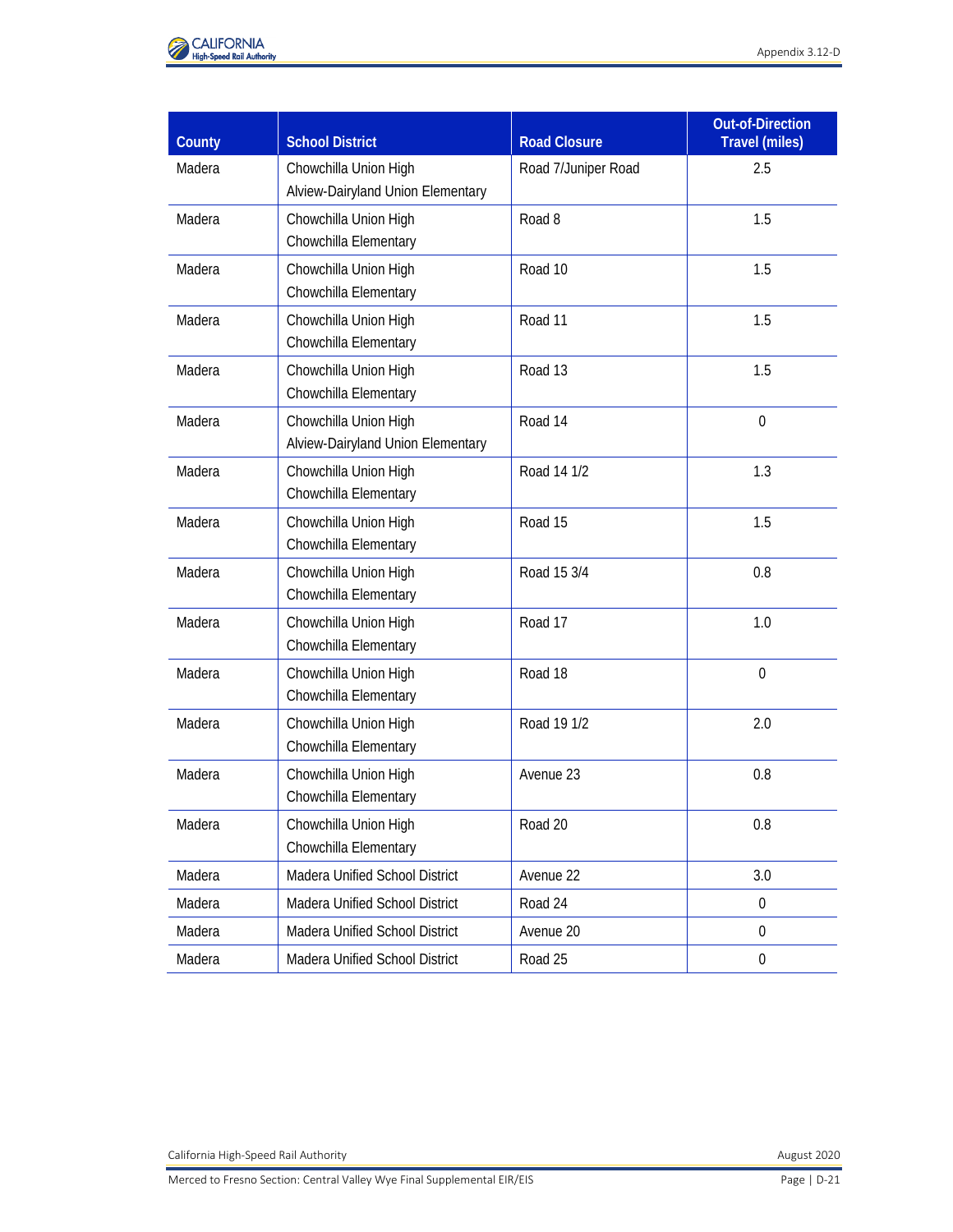| County | School District | Road Closure | Out-of-Direction Travel (miles) |
|---|---|---|---|
| Madera | Chowchilla Union High<br>Alview-Dairyland Union Elementary | Road 7/Juniper Road | 2.5 |
| Madera | Chowchilla Union High<br>Chowchilla Elementary | Road 8 | 1.5 |
| Madera | Chowchilla Union High<br>Chowchilla Elementary | Road 10 | 1.5 |
| Madera | Chowchilla Union High<br>Chowchilla Elementary | Road 11 | 1.5 |
| Madera | Chowchilla Union High<br>Chowchilla Elementary | Road 13 | 1.5 |
| Madera | Chowchilla Union High<br>Alview-Dairyland Union Elementary | Road 14 | 0 |
| Madera | Chowchilla Union High<br>Chowchilla Elementary | Road 14 1/2 | 1.3 |
| Madera | Chowchilla Union High<br>Chowchilla Elementary | Road 15 | 1.5 |
| Madera | Chowchilla Union High<br>Chowchilla Elementary | Road 15 3/4 | 0.8 |
| Madera | Chowchilla Union High<br>Chowchilla Elementary | Road 17 | 1.0 |
| Madera | Chowchilla Union High<br>Chowchilla Elementary | Road 18 | 0 |
| Madera | Chowchilla Union High<br>Chowchilla Elementary | Road 19 1/2 | 2.0 |
| Madera | Chowchilla Union High<br>Chowchilla Elementary | Avenue 23 | 0.8 |
| Madera | Chowchilla Union High<br>Chowchilla Elementary | Road 20 | 0.8 |
| Madera | Madera Unified School District | Avenue 22 | 3.0 |
| Madera | Madera Unified School District | Road 24 | 0 |
| Madera | Madera Unified School District | Avenue 20 | 0 |
| Madera | Madera Unified School District | Road 25 | 0 |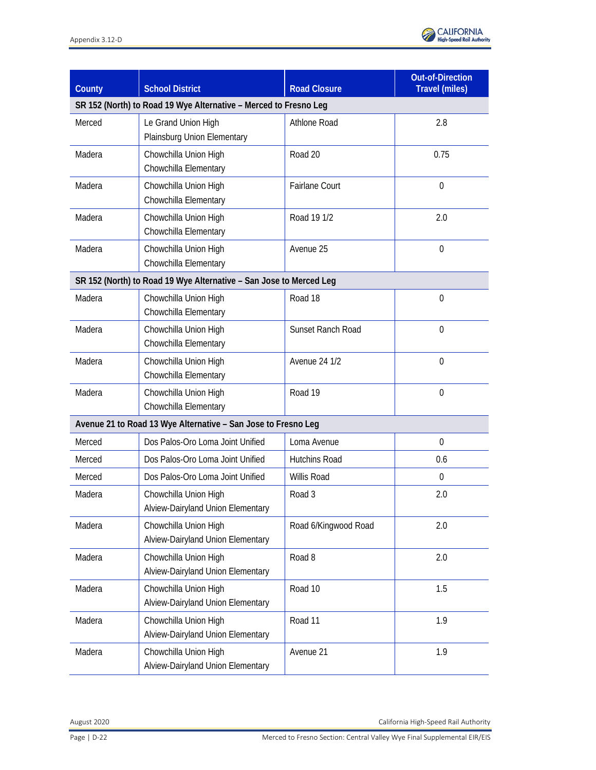| County | School District | Road Closure | Out-of-Direction Travel (miles) |
|---|---|---|---|
| **SR 152 (North) to Road 19 Wye Alternative – Merced to Fresno Leg** | | | |
| Merced | Le Grand Union High<br>Plainsburg Union Elementary | Athlone Road | 2.8 |
| Madera | Chowchilla Union High<br>Chowchilla Elementary | Road 20 | 0.75 |
| Madera | Chowchilla Union High<br>Chowchilla Elementary | Fairlane Court | 0 |
| Madera | Chowchilla Union High<br>Chowchilla Elementary | Road 19 1/2 | 2.0 |
| Madera | Chowchilla Union High<br>Chowchilla Elementary | Avenue 25 | 0 |
| **SR 152 (North) to Road 19 Wye Alternative – San Jose to Merced Leg** | | | |
| Madera | Chowchilla Union High<br>Chowchilla Elementary | Road 18 | 0 |
| Madera | Chowchilla Union High<br>Chowchilla Elementary | Sunset Ranch Road | 0 |
| Madera | Chowchilla Union High<br>Chowchilla Elementary | Avenue 24 1/2 | 0 |
| Madera | Chowchilla Union High<br>Chowchilla Elementary | Road 19 | 0 |
| **Avenue 21 to Road 13 Wye Alternative – San Jose to Fresno Leg** | | | |
| Merced | Dos Palos-Oro Loma Joint Unified | Loma Avenue | 0 |
| Merced | Dos Palos-Oro Loma Joint Unified | Hutchins Road | 0.6 |
| Merced | Dos Palos-Oro Loma Joint Unified | Willis Road | 0 |
| Madera | Chowchilla Union High<br>Alview-Dairyland Union Elementary | Road 3 | 2.0 |
| Madera | Chowchilla Union High<br>Alview-Dairyland Union Elementary | Road 6/Kingwood Road | 2.0 |
| Madera | Chowchilla Union High<br>Alview-Dairyland Union Elementary | Road 8 | 2.0 |
| Madera | Chowchilla Union High<br>Alview-Dairyland Union Elementary | Road 10 | 1.5 |
| Madera | Chowchilla Union High<br>Alview-Dairyland Union Elementary | Road 11 | 1.9 |
| Madera | Chowchilla Union High<br>Alview-Dairyland Union Elementary | Avenue 21 | 1.9 |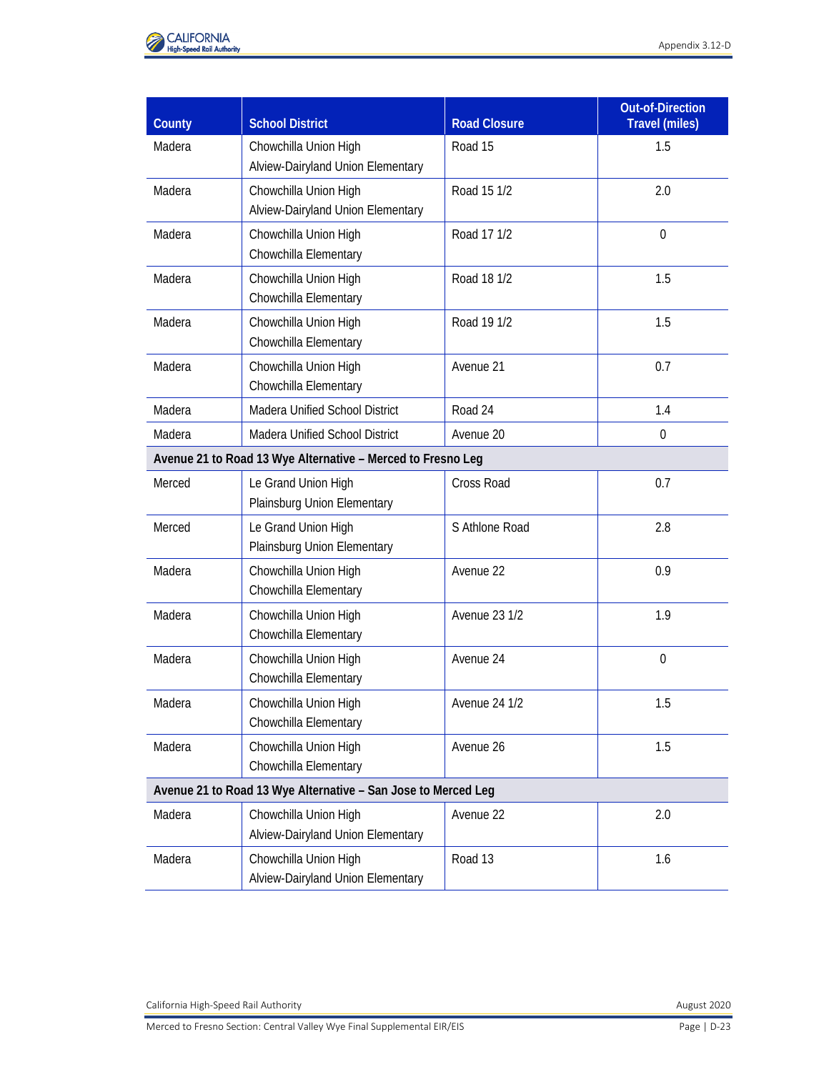| County | School District | Road Closure | Out-of-Direction Travel (miles) |
|---|---|---|---|
| Madera | Chowchilla Union High<br>Alview-Dairyland Union Elementary | Road 15 | 1.5 |
| Madera | Chowchilla Union High<br>Alview-Dairyland Union Elementary | Road 15 1/2 | 2.0 |
| Madera | Chowchilla Union High<br>Chowchilla Elementary | Road 17 1/2 | 0 |
| Madera | Chowchilla Union High<br>Chowchilla Elementary | Road 18 1/2 | 1.5 |
| Madera | Chowchilla Union High<br>Chowchilla Elementary | Road 19 1/2 | 1.5 |
| Madera | Chowchilla Union High<br>Chowchilla Elementary | Avenue 21 | 0.7 |
| Madera | Madera Unified School District | Road 24 | 1.4 |
| Madera | Madera Unified School District | Avenue 20 | 0 |
| **Avenue 21 to Road 13 Wye Alternative – Merced to Fresno Leg** | | | |
| Merced | Le Grand Union High<br>Plainsburg Union Elementary | Cross Road | 0.7 |
| Merced | Le Grand Union High<br>Plainsburg Union Elementary | S Athlone Road | 2.8 |
| Madera | Chowchilla Union High<br>Chowchilla Elementary | Avenue 22 | 0.9 |
| Madera | Chowchilla Union High<br>Chowchilla Elementary | Avenue 23 1/2 | 1.9 |
| Madera | Chowchilla Union High<br>Chowchilla Elementary | Avenue 24 | 0 |
| Madera | Chowchilla Union High<br>Chowchilla Elementary | Avenue 24 1/2 | 1.5 |
| Madera | Chowchilla Union High<br>Chowchilla Elementary | Avenue 26 | 1.5 |
| **Avenue 21 to Road 13 Wye Alternative – San Jose to Merced Leg** | | | |
| Madera | Chowchilla Union High<br>Alview-Dairyland Union Elementary | Avenue 22 | 2.0 |
| Madera | Chowchilla Union High<br>Alview-Dairyland Union Elementary | Road 13 | 1.6 |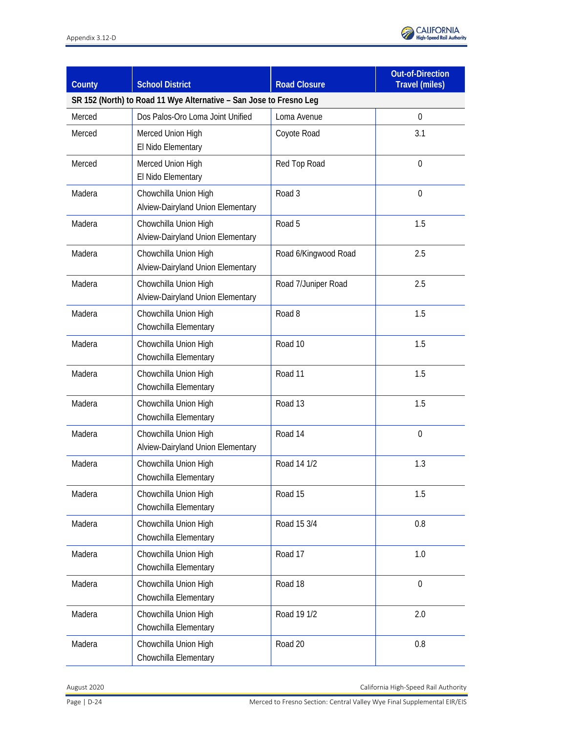| County | School District | Road Closure | Out-of-Direction Travel (miles) |
|---|---|---|---|
| **SR 152 (North) to Road 11 Wye Alternative – San Jose to Fresno Leg** | | | |
| Merced | Dos Palos-Oro Loma Joint Unified | Loma Avenue | 0 |
| Merced | Merced Union High<br>El Nido Elementary | Coyote Road | 3.1 |
| Merced | Merced Union High<br>El Nido Elementary | Red Top Road | 0 |
| Madera | Chowchilla Union High<br>Alview-Dairyland Union Elementary | Road 3 | 0 |
| Madera | Chowchilla Union High<br>Alview-Dairyland Union Elementary | Road 5 | 1.5 |
| Madera | Chowchilla Union High<br>Alview-Dairyland Union Elementary | Road 6/Kingwood Road | 2.5 |
| Madera | Chowchilla Union High<br>Alview-Dairyland Union Elementary | Road 7/Juniper Road | 2.5 |
| Madera | Chowchilla Union High<br>Chowchilla Elementary | Road 8 | 1.5 |
| Madera | Chowchilla Union High<br>Chowchilla Elementary | Road 10 | 1.5 |
| Madera | Chowchilla Union High<br>Chowchilla Elementary | Road 11 | 1.5 |
| Madera | Chowchilla Union High<br>Chowchilla Elementary | Road 13 | 1.5 |
| Madera | Chowchilla Union High<br>Alview-Dairyland Union Elementary | Road 14 | 0 |
| Madera | Chowchilla Union High<br>Chowchilla Elementary | Road 14 1/2 | 1.3 |
| Madera | Chowchilla Union High<br>Chowchilla Elementary | Road 15 | 1.5 |
| Madera | Chowchilla Union High<br>Chowchilla Elementary | Road 15 3/4 | 0.8 |
| Madera | Chowchilla Union High<br>Chowchilla Elementary | Road 17 | 1.0 |
| Madera | Chowchilla Union High<br>Chowchilla Elementary | Road 18 | 0 |
| Madera | Chowchilla Union High<br>Chowchilla Elementary | Road 19 1/2 | 2.0 |
| Madera | Chowchilla Union High<br>Chowchilla Elementary | Road 20 | 0.8 |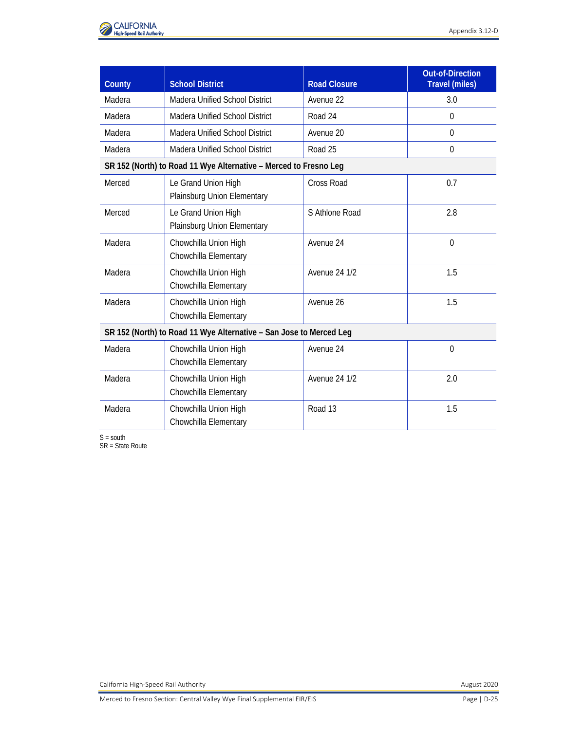| County | School District | Road Closure | Out-of-Direction Travel (miles) |
|---|---|---|---|
| Madera | Madera Unified School District | Avenue 22 | 3.0 |
| Madera | Madera Unified School District | Road 24 | 0 |
| Madera | Madera Unified School District | Avenue 20 | 0 |
| Madera | Madera Unified School District | Road 25 | 0 |
| **SR 152 (North) to Road 11 Wye Alternative – Merced to Fresno Leg** | | | |
| Merced | Le Grand Union High<br>Plainsburg Union Elementary | Cross Road | 0.7 |
| Merced | Le Grand Union High<br>Plainsburg Union Elementary | S Athlone Road | 2.8 |
| Madera | Chowchilla Union High<br>Chowchilla Elementary | Avenue 24 | 0 |
| Madera | Chowchilla Union High<br>Chowchilla Elementary | Avenue 24 1/2 | 1.5 |
| Madera | Chowchilla Union High<br>Chowchilla Elementary | Avenue 26 | 1.5 |
| **SR 152 (North) to Road 11 Wye Alternative – San Jose to Merced Leg** | | | |
| Madera | Chowchilla Union High<br>Chowchilla Elementary | Avenue 24 | 0 |
| Madera | Chowchilla Union High<br>Chowchilla Elementary | Avenue 24 1/2 | 2.0 |
| Madera | Chowchilla Union High<br>Chowchilla Elementary | Road 13 | 1.5 |

S = south
SR = State Route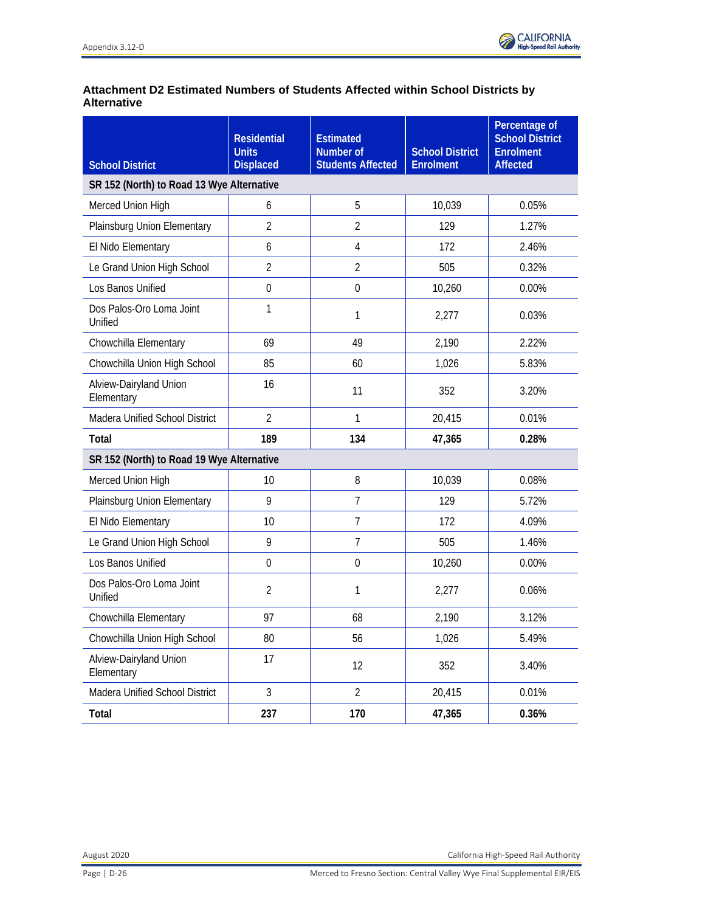### Attachment D2 Estimated Numbers of Students Affected within School Districts by Alternative

| School District | Residential Units Displaced | Estimated Number of Students Affected | School District Enrolment | Percentage of School District Enrolment Affected |
|---|---|---|---|---|
| **SR 152 (North) to Road 13 Wye Alternative** | | | | |
| Merced Union High | 6 | 5 | 10,039 | 0.05% |
| Plainsburg Union Elementary | 2 | 2 | 129 | 1.27% |
| El Nido Elementary | 6 | 4 | 172 | 2.46% |
| Le Grand Union High School | 2 | 2 | 505 | 0.32% |
| Los Banos Unified | 0 | 0 | 10,260 | 0.00% |
| Dos Palos-Oro Loma Joint Unified | 1 | 1 | 2,277 | 0.03% |
| Chowchilla Elementary | 69 | 49 | 2,190 | 2.22% |
| Chowchilla Union High School | 85 | 60 | 1,026 | 5.83% |
| Alview-Dairyland Union Elementary | 16 | 11 | 352 | 3.20% |
| Madera Unified School District | 2 | 1 | 20,415 | 0.01% |
| **Total** | **189** | **134** | **47,365** | **0.28%** |
| **SR 152 (North) to Road 19 Wye Alternative** | | | | |
| Merced Union High | 10 | 8 | 10,039 | 0.08% |
| Plainsburg Union Elementary | 9 | 7 | 129 | 5.72% |
| El Nido Elementary | 10 | 7 | 172 | 4.09% |
| Le Grand Union High School | 9 | 7 | 505 | 1.46% |
| Los Banos Unified | 0 | 0 | 10,260 | 0.00% |
| Dos Palos-Oro Loma Joint Unified | 2 | 1 | 2,277 | 0.06% |
| Chowchilla Elementary | 97 | 68 | 2,190 | 3.12% |
| Chowchilla Union High School | 80 | 56 | 1,026 | 5.49% |
| Alview-Dairyland Union Elementary | 17 | 12 | 352 | 3.40% |
| Madera Unified School District | 3 | 2 | 20,415 | 0.01% |
| **Total** | **237** | **170** | **47,365** | **0.36%** |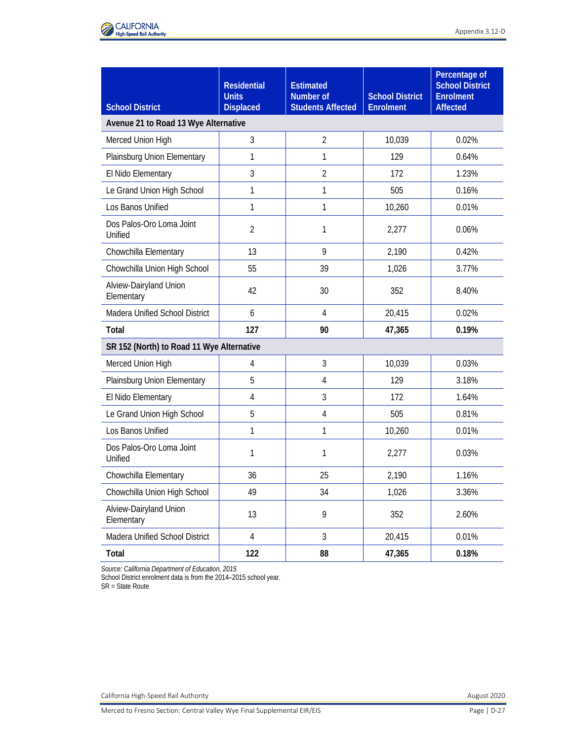| School District | Residential Units Displaced | Estimated Number of Students Affected | School District Enrolment | Percentage of School District Enrolment Affected |
|---|---|---|---|---|
| **Avenue 21 to Road 13 Wye Alternative** | | | | |
| Merced Union High | 3 | 2 | 10,039 | 0.02% |
| Plainsburg Union Elementary | 1 | 1 | 129 | 0.64% |
| El Nido Elementary | 3 | 2 | 172 | 1.23% |
| Le Grand Union High School | 1 | 1 | 505 | 0.16% |
| Los Banos Unified | 1 | 1 | 10,260 | 0.01% |
| Dos Palos-Oro Loma Joint Unified | 2 | 1 | 2,277 | 0.06% |
| Chowchilla Elementary | 13 | 9 | 2,190 | 0.42% |
| Chowchilla Union High School | 55 | 39 | 1,026 | 3.77% |
| Alview-Dairyland Union Elementary | 42 | 30 | 352 | 8.40% |
| Madera Unified School District | 6 | 4 | 20,415 | 0.02% |
| **Total** | **127** | **90** | **47,365** | **0.19%** |
| **SR 152 (North) to Road 11 Wye Alternative** | | | | |
| Merced Union High | 4 | 3 | 10,039 | 0.03% |
| Plainsburg Union Elementary | 5 | 4 | 129 | 3.18% |
| El Nido Elementary | 4 | 3 | 172 | 1.64% |
| Le Grand Union High School | 5 | 4 | 505 | 0.81% |
| Los Banos Unified | 1 | 1 | 10,260 | 0.01% |
| Dos Palos-Oro Loma Joint Unified | 1 | 1 | 2,277 | 0.03% |
| Chowchilla Elementary | 36 | 25 | 2,190 | 1.16% |
| Chowchilla Union High School | 49 | 34 | 1,026 | 3.36% |
| Alview-Dairyland Union Elementary | 13 | 9 | 352 | 2.60% |
| Madera Unified School District | 4 | 3 | 20,415 | 0.01% |
| **Total** | **122** | **88** | **47,365** | **0.18%** |

*Source: California Department of Education, 2015*
School District enrolment data is from the 2014–2015 school year.
SR = State Route